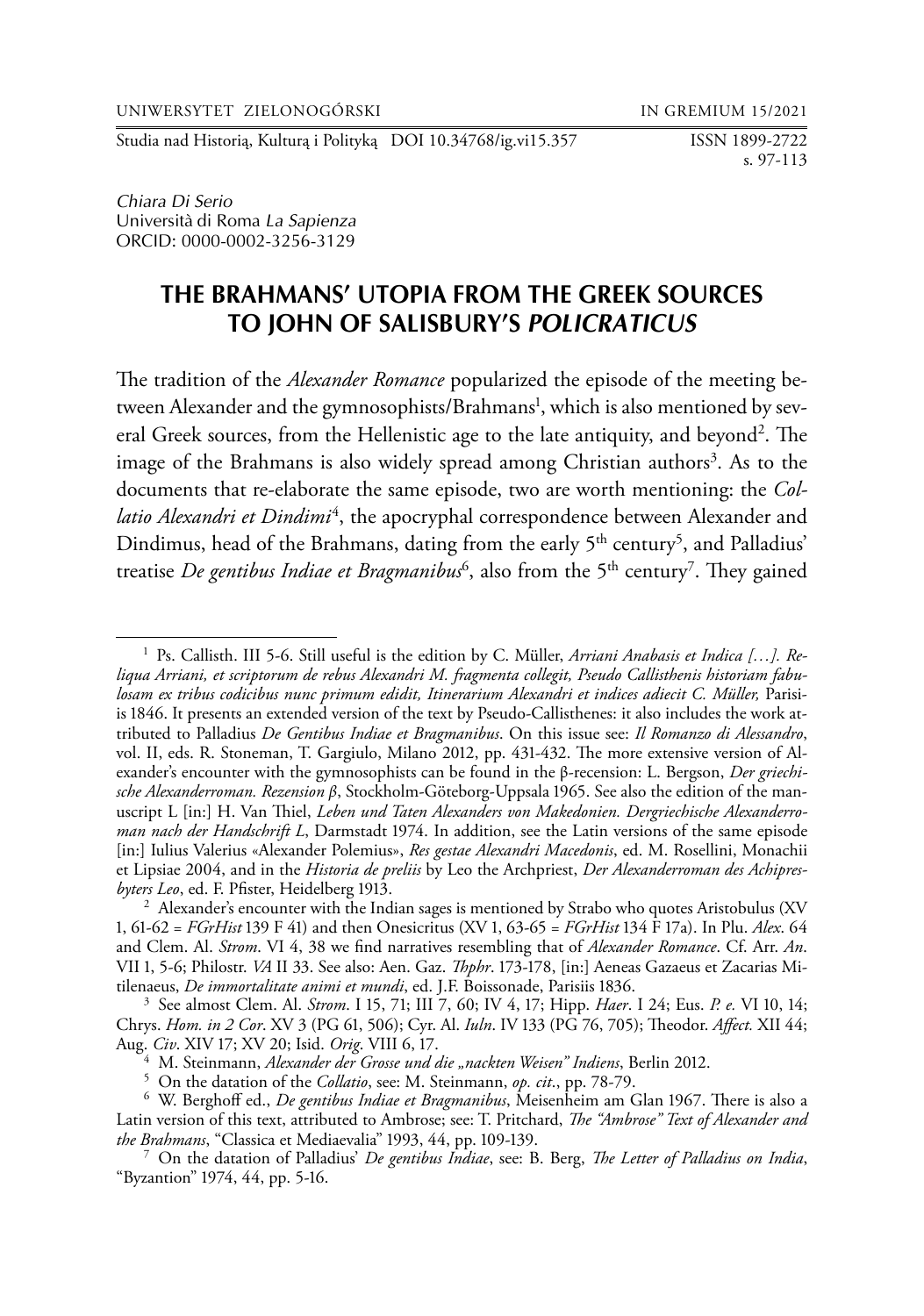Chiara Di Serio
Università di Roma *La Sapienza*
ORCID: 0000-0002-3256-3129

# THE BRAHMANS' UTOPIA FROM THE GREEK SOURCES TO JOHN OF SALISBURY'S *POLICRATICUS*

The tradition of the *Alexander Romance* popularized the episode of the meeting between Alexander and the gymnosophists/Brahmans[1], which is also mentioned by several Greek sources, from the Hellenistic age to the late antiquity, and beyond[2]. The image of the Brahmans is also widely spread among Christian authors[3]. As to the documents that re-elaborate the same episode, two are worth mentioning: the *Collatio Alexandri et Dindimi*[4], the apocryphal correspondence between Alexander and Dindimus, head of the Brahmans, dating from the early 5[th] century[5], and Palladius' treatise *De gentibus Indiae et Bragmanibus*[6], also from the 5[th] century[7]. They gained

---

[1] Ps. Callisth. III 5-6. Still useful is the edition by C. Müller, *Arriani Anabasis et Indica […]. Reliqua Arriani, et scriptorum de rebus Alexandri M. fragmenta collegit, Pseudo Callisthenis historiam fabulosam ex tribus codicibus nunc primum edidit, Itinerarium Alexandri et indices adiecit C. Müller,* Parisiis 1846. It presents an extended version of the text by Pseudo-Callisthenes: it also includes the work attributed to Palladius *De Gentibus Indiae et Bragmanibus*. On this issue see: *Il Romanzo di Alessandro*, vol. II, eds. R. Stoneman, T. Gargiulo, Milano 2012, pp. 431-432. The more extensive version of Alexander's encounter with the gymnosophists can be found in the β-recension: L. Bergson, *Der griechische Alexanderroman. Rezension β*, Stockholm-Göteborg-Uppsala 1965. See also the edition of the manuscript L [in:] H. Van Thiel, *Leben und Taten Alexanders von Makedonien. Dergriechische Alexanderroman nach der Handschrift L*, Darmstadt 1974. In addition, see the Latin versions of the same episode [in:] Iulius Valerius «Alexander Polemius», *Res gestae Alexandri Macedonis*, ed. M. Rosellini, Monachii et Lipsiae 2004, and in the *Historia de preliis* by Leo the Archpriest, *Der Alexanderroman des Achipresbyters Leo*, ed. F. Pfister, Heidelberg 1913.

[2] Alexander's encounter with the Indian sages is mentioned by Strabo who quotes Aristobulus (XV 1, 61-62 = *FGrHist* 139 F 41) and then Onesicritus (XV 1, 63-65 = *FGrHist* 134 F 17a). In Plu. *Alex*. 64 and Clem. Al. *Strom*. VI 4, 38 we find narratives resembling that of *Alexander Romance*. Cf. Arr. *An*. VII 1, 5-6; Philostr. *VA* II 33. See also: Aen. Gaz. *Thphr*. 173-178, [in:] Aeneas Gazaeus et Zacarias Mitilenaeus, *De immortalitate animi et mundi*, ed. J.F. Boissonade, Parisiis 1836.

[3] See almost Clem. Al. *Strom*. I 15, 71; III 7, 60; IV 4, 17; Hipp. *Haer*. I 24; Eus. *P. e.* VI 10, 14; Chrys. *Hom. in 2 Cor*. XV 3 (PG 61, 506); Cyr. Al. *Iuln*. IV 133 (PG 76, 705); Theodor. *Affect.* XII 44; Aug. *Civ*. XIV 17; XV 20; Isid. *Orig*. VIII 6, 17.

[4] M. Steinmann, *Alexander der Grosse und die „nackten Weisen" Indiens*, Berlin 2012.

[5] On the datation of the *Collatio*, see: M. Steinmann, *op. cit*., pp. 78-79.

[6] W. Berghoff ed., *De gentibus Indiae et Bragmanibus*, Meisenheim am Glan 1967. There is also a Latin version of this text, attributed to Ambrose; see: T. Pritchard, *The "Ambrose" Text of Alexander and the Brahmans*, "Classica et Mediaevalia" 1993, 44, pp. 109-139.

[7] On the datation of Palladius' *De gentibus Indiae*, see: B. Berg, *The Letter of Palladius on India*, "Byzantion" 1974, 44, pp. 5-16.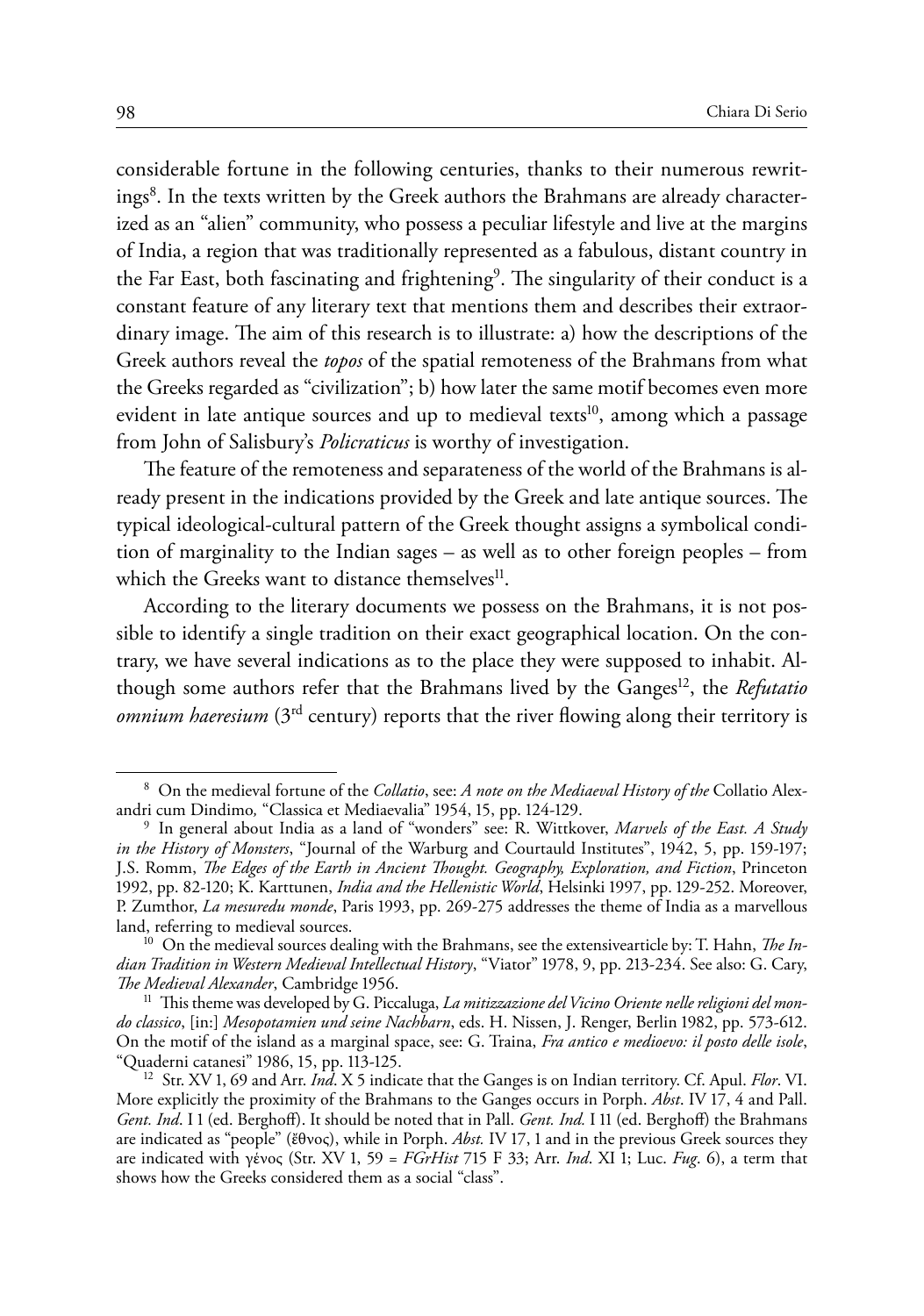considerable fortune in the following centuries, thanks to their numerous rewritings[8]. In the texts written by the Greek authors the Brahmans are already characterized as an "alien" community, who possess a peculiar lifestyle and live at the margins of India, a region that was traditionally represented as a fabulous, distant country in the Far East, both fascinating and frightening[9]. The singularity of their conduct is a constant feature of any literary text that mentions them and describes their extraordinary image. The aim of this research is to illustrate: a) how the descriptions of the Greek authors reveal the *topos* of the spatial remoteness of the Brahmans from what the Greeks regarded as "civilization"; b) how later the same motif becomes even more evident in late antique sources and up to medieval texts[10], among which a passage from John of Salisbury's *Policraticus* is worthy of investigation.

The feature of the remoteness and separateness of the world of the Brahmans is already present in the indications provided by the Greek and late antique sources. The typical ideological-cultural pattern of the Greek thought assigns a symbolical condition of marginality to the Indian sages – as well as to other foreign peoples – from which the Greeks want to distance themselves[11].

According to the literary documents we possess on the Brahmans, it is not possible to identify a single tradition on their exact geographical location. On the contrary, we have several indications as to the place they were supposed to inhabit. Although some authors refer that the Brahmans lived by the Ganges[12], the *Refutatio omnium haeresium* (3rd century) reports that the river flowing along their territory is

---

[8] On the medieval fortune of the *Collatio*, see: *A note on the Mediaeval History of the* Collatio Alexandri cum Dindimo*,* "Classica et Mediaevalia" 1954, 15, pp. 124-129.

[9] In general about India as a land of "wonders" see: R. Wittkover, *Marvels of the East. A Study in the History of Monsters*, "Journal of the Warburg and Courtauld Institutes", 1942, 5, pp. 159-197; J.S. Romm, *The Edges of the Earth in Ancient Thought. Geography, Exploration, and Fiction*, Princeton 1992, pp. 82-120; K. Karttunen, *India and the Hellenistic World*, Helsinki 1997, pp. 129-252. Moreover, P. Zumthor, *La mesuredu monde*, Paris 1993, pp. 269-275 addresses the theme of India as a marvellous land, referring to medieval sources.

[10] On the medieval sources dealing with the Brahmans, see the extensivearticle by: T. Hahn, *The Indian Tradition in Western Medieval Intellectual History*, "Viator" 1978, 9, pp. 213-234. See also: G. Cary, *The Medieval Alexander*, Cambridge 1956.

[11] This theme was developed by G. Piccaluga, *La mitizzazione del Vicino Oriente nelle religioni del mondo classico*, [in:] *Mesopotamien und seine Nachbarn*, eds. H. Nissen, J. Renger, Berlin 1982, pp. 573-612. On the motif of the island as a marginal space, see: G. Traina, *Fra antico e medioevo: il posto delle isole*, "Quaderni catanesi" 1986, 15, pp. 113-125.

[12] Str. XV 1, 69 and Arr. *Ind*. X 5 indicate that the Ganges is on Indian territory. Cf. Apul. *Flor*. VI. More explicitly the proximity of the Brahmans to the Ganges occurs in Porph. *Abst*. IV 17, 4 and Pall. *Gent. Ind*. I 1 (ed. Berghoff). It should be noted that in Pall. *Gent. Ind.* I 11 (ed. Berghoff) the Brahmans are indicated as "people" (ἔθνος), while in Porph. *Abst.* IV 17, 1 and in the previous Greek sources they are indicated with γένος (Str. XV 1, 59 = *FGrHist* 715 F 33; Arr. *Ind*. XI 1; Luc. *Fug*. 6), a term that shows how the Greeks considered them as a social "class".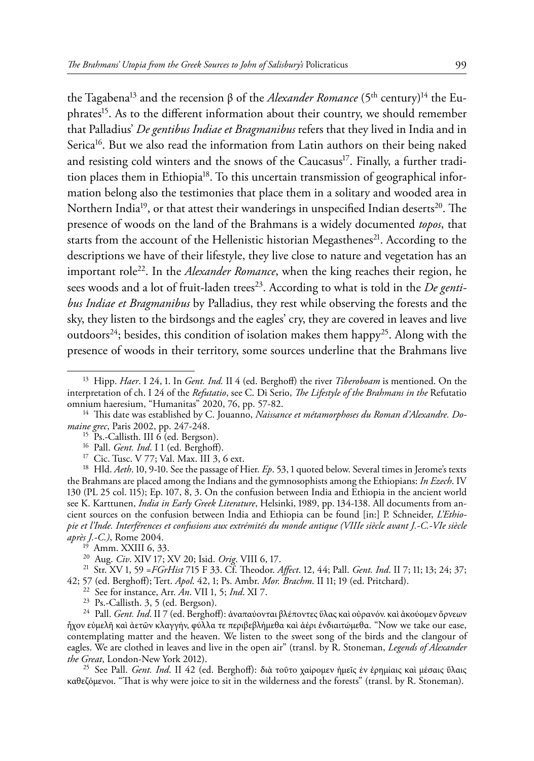the Tagabena[13] and the recension β of the *Alexander Romance* (5th century)[14] the Euphrates[15]. As to the different information about their country, we should remember that Palladius' *De gentibus Indiae et Bragmanibus* refers that they lived in India and in Serica[16]. But we also read the information from Latin authors on their being naked and resisting cold winters and the snows of the Caucasus[17]. Finally, a further tradition places them in Ethiopia[18]. To this uncertain transmission of geographical information belong also the testimonies that place them in a solitary and wooded area in Northern India[19], or that attest their wanderings in unspecified Indian deserts[20]. The presence of woods on the land of the Brahmans is a widely documented *topos*, that starts from the account of the Hellenistic historian Megasthenes[21]. According to the descriptions we have of their lifestyle, they live close to nature and vegetation has an important role[22]. In the *Alexander Romance*, when the king reaches their region, he sees woods and a lot of fruit-laden trees[23]. According to what is told in the *De gentibus Indiae et Bragmanibus* by Palladius, they rest while observing the forests and the sky, they listen to the birdsongs and the eagles' cry, they are covered in leaves and live outdoors[24]; besides, this condition of isolation makes them happy[25]. Along with the presence of woods in their territory, some sources underline that the Brahmans live

---

[13] Hipp. *Haer*. I 24, 1. In *Gent. Ind.* II 4 (ed. Berghoff) the river *Tiberoboam* is mentioned. On the interpretation of ch. I 24 of the *Refutatio*, see C. Di Serio, *The Lifestyle of the Brahmans in the* Refutatio omnium haeresium, "Humanitas" 2020, 76, pp. 57-82.

[14] This date was established by C. Jouanno, *Naissance et métamorphoses du Roman d'Alexandre. Domaine grec*, Paris 2002, pp. 247-248.

[15] Ps.-Callisth. III 6 (ed. Bergson).

[16] Pall. *Gent. Ind*. I 1 (ed. Berghoff).

[17] Cic. Tusc. V 77; Val. Max. III 3, 6 ext.

[18] Hld. *Aeth*. 10, 9-10. See the passage of Hier. *Ep*. 53, 1 quoted below. Several times in Jerome's texts the Brahmans are placed among the Indians and the gymnosophists among the Ethiopians: *In Ezech*. IV 130 (PL 25 col. 115); Ep. 107, 8, 3. On the confusion between India and Ethiopia in the ancient world see K. Karttunen, *India in Early Greek Literature*, Helsinki, 1989, pp. 134-138. All documents from ancient sources on the confusion between India and Ethiopia can be found [in:] P. Schneider, *L'Ethiopie et l'Inde. Interférences et confusions aux extrémités du monde antique (VIIIe siècle avant J.-C.-VIe siècle après J.-C.)*, Rome 2004.

[19] Amm. XXIII 6, 33.

[20] Aug. *Civ*. XIV 17; XV 20; Isid. *Orig*. VIII 6, 17.

[21] Str. XV 1, 59 =*FGrHist* 715 F 33. Cf. Theodor. *Affect*. 12, 44; Pall. *Gent. Ind*. II 7; 11; 13; 24; 37; 42; 57 (ed. Berghoff); Tert. *Apol*. 42, 1; Ps. Ambr. *Mor. Brachm*. II 11; 19 (ed. Pritchard).

[22] See for instance, Arr. *An*. VII 1, 5; *Ind*. XI 7.

[23] Ps.-Callisth. 3, 5 (ed. Bergson).

[24] Pall. *Gent. Ind*. II 7 (ed. Berghoff): ἀναπαύονται βλέποντες ὕλας καὶ οὐρανόν. καὶ ἀκούομεν ὄρνεων ἦχον εὐμελῆ καὶ ἀετῶν κλαγγήν, φύλλα τε περιβεβλήμεθα καὶ ἀέρι ἐνδιαιτώμεθα. "Now we take our ease, contemplating matter and the heaven. We listen to the sweet song of the birds and the clangour of eagles. We are clothed in leaves and live in the open air" (transl. by R. Stoneman, *Legends of Alexander the Great*, London-New York 2012).

[25] See Pall. *Gent. Ind*. II 42 (ed. Berghoff): διὰ τοῦτο χαίρομεν ἡμεῖς ἐν ἐρημίαις καὶ μέσαις ὕλαις καθεζόμενοι. "That is why were joice to sit in the wilderness and the forests" (transl. by R. Stoneman).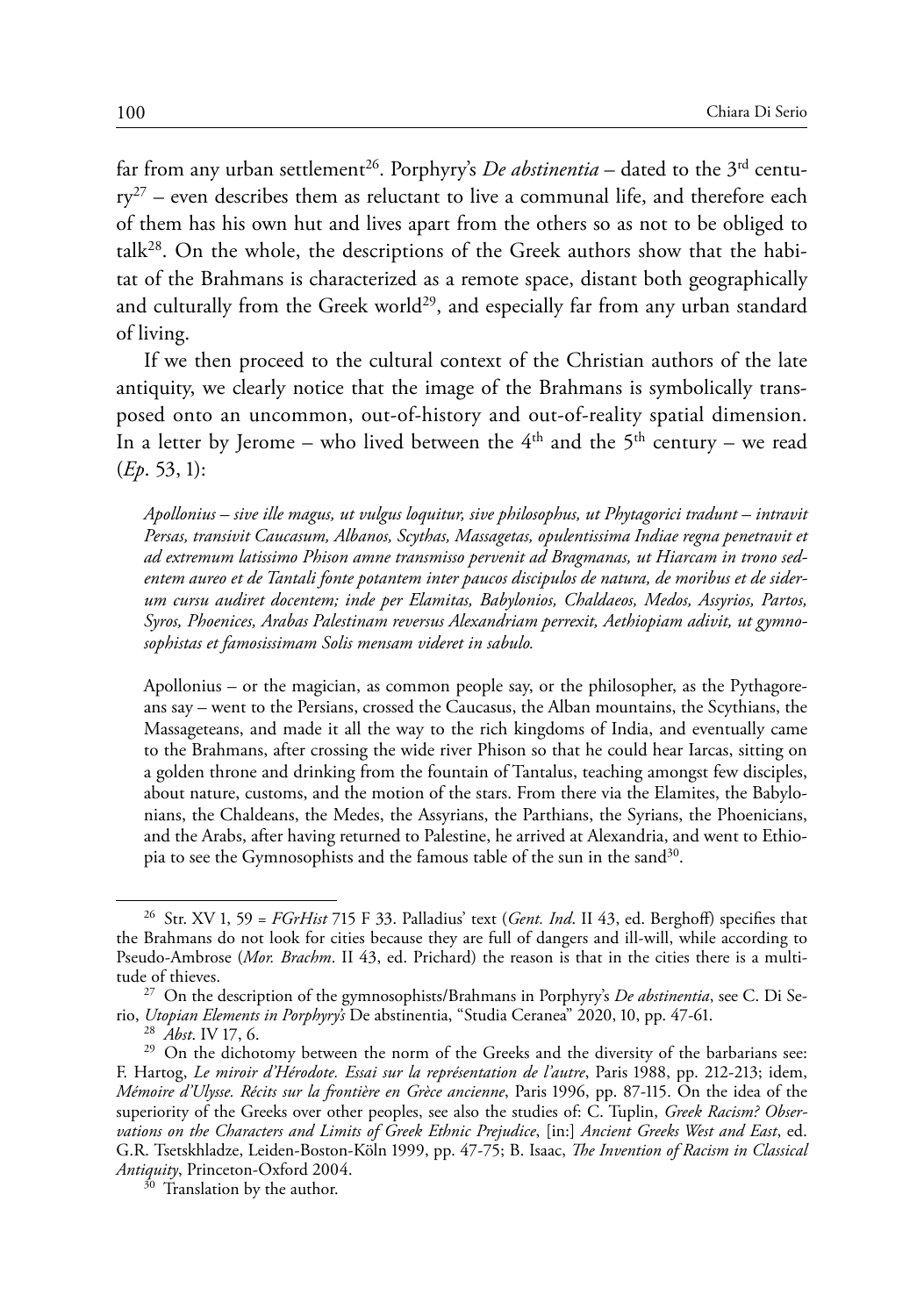far from any urban settlement[26]. Porphyry's *De abstinentia* – dated to the 3rd century[27] – even describes them as reluctant to live a communal life, and therefore each of them has his own hut and lives apart from the others so as not to be obliged to talk[28]. On the whole, the descriptions of the Greek authors show that the habitat of the Brahmans is characterized as a remote space, distant both geographically and culturally from the Greek world[29], and especially far from any urban standard of living.

If we then proceed to the cultural context of the Christian authors of the late antiquity, we clearly notice that the image of the Brahmans is symbolically transposed onto an uncommon, out-of-history and out-of-reality spatial dimension. In a letter by Jerome – who lived between the 4th and the 5th century – we read (*Ep*. 53, 1):

> *Apollonius – sive ille magus, ut vulgus loquitur, sive philosophus, ut Phytagorici tradunt – intravit Persas, transivit Caucasum, Albanos, Scythas, Massagetas, opulentissima Indiae regna penetravit et ad extremum latissimo Phison amne transmisso pervenit ad Bragmanas, ut Hiarcam in trono sedentem aureo et de Tantali fonte potantem inter paucos discipulos de natura, de moribus et de siderum cursu audiret docentem; inde per Elamitas, Babylonios, Chaldaeos, Medos, Assyrios, Partos, Syros, Phoenices, Arabas Palestinam reversus Alexandriam perrexit, Aethiopiam adivit, ut gymnosophistas et famosissimam Solis mensam videret in sabulo.*

> Apollonius – or the magician, as common people say, or the philosopher, as the Pythagoreans say – went to the Persians, crossed the Caucasus, the Alban mountains, the Scythians, the Massageteans, and made it all the way to the rich kingdoms of India, and eventually came to the Brahmans, after crossing the wide river Phison so that he could hear Iarcas, sitting on a golden throne and drinking from the fountain of Tantalus, teaching amongst few disciples, about nature, customs, and the motion of the stars. From there via the Elamites, the Babylonians, the Chaldeans, the Medes, the Assyrians, the Parthians, the Syrians, the Phoenicians, and the Arabs, after having returned to Palestine, he arrived at Alexandria, and went to Ethiopia to see the Gymnosophists and the famous table of the sun in the sand[30].

---

[26] Str. XV 1, 59 = *FGrHist* 715 F 33. Palladius' text (*Gent. Ind*. II 43, ed. Berghoff) specifies that the Brahmans do not look for cities because they are full of dangers and ill-will, while according to Pseudo-Ambrose (*Mor. Brachm*. II 43, ed. Prichard) the reason is that in the cities there is a multitude of thieves.

[27] On the description of the gymnosophists/Brahmans in Porphyry's *De abstinentia*, see C. Di Serio, *Utopian Elements in Porphyry's* De abstinentia, "Studia Ceranea" 2020, 10, pp. 47-61.

[28] *Abst*. IV 17, 6.

[29] On the dichotomy between the norm of the Greeks and the diversity of the barbarians see: F. Hartog, *Le miroir d'Hérodote. Essai sur la représentation de l'autre*, Paris 1988, pp. 212-213; idem, *Mémoire d'Ulysse. Récits sur la frontière en Grèce ancienne*, Paris 1996, pp. 87-115. On the idea of the superiority of the Greeks over other peoples, see also the studies of: C. Tuplin, *Greek Racism? Observations on the Characters and Limits of Greek Ethnic Prejudice*, [in:] *Ancient Greeks West and East*, ed. G.R. Tsetskhladze, Leiden-Boston-Köln 1999, pp. 47-75; B. Isaac, *The Invention of Racism in Classical Antiquity*, Princeton-Oxford 2004.

[30] Translation by the author.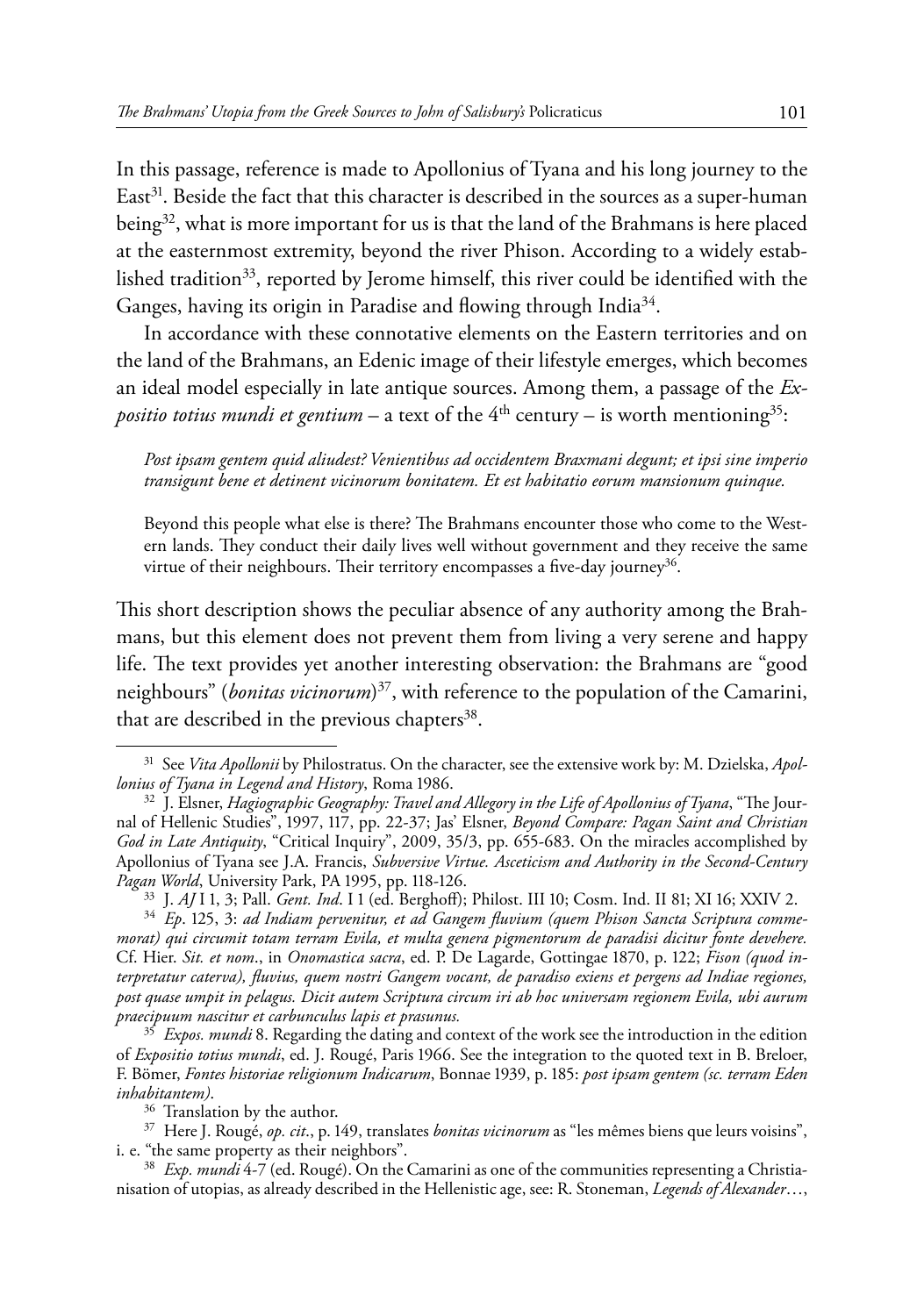In this passage, reference is made to Apollonius of Tyana and his long journey to the East[31]. Beside the fact that this character is described in the sources as a super-human being[32], what is more important for us is that the land of the Brahmans is here placed at the easternmost extremity, beyond the river Phison. According to a widely established tradition[33], reported by Jerome himself, this river could be identified with the Ganges, having its origin in Paradise and flowing through India[34].

In accordance with these connotative elements on the Eastern territories and on the land of the Brahmans, an Edenic image of their lifestyle emerges, which becomes an ideal model especially in late antique sources. Among them, a passage of the *Expositio totius mundi et gentium* – a text of the 4th century – is worth mentioning[35]:

> *Post ipsam gentem quid aliudest? Venientibus ad occidentem Braxmani degunt; et ipsi sine imperio transigunt bene et detinent vicinorum bonitatem. Et est habitatio eorum mansionum quinque.*
>
> Beyond this people what else is there? The Brahmans encounter those who come to the Western lands. They conduct their daily lives well without government and they receive the same virtue of their neighbours. Their territory encompasses a five-day journey[36].

This short description shows the peculiar absence of any authority among the Brahmans, but this element does not prevent them from living a very serene and happy life. The text provides yet another interesting observation: the Brahmans are "good neighbours" (*bonitas vicinorum*)[37], with reference to the population of the Camarini, that are described in the previous chapters[38].

---

[31] See *Vita Apollonii* by Philostratus. On the character, see the extensive work by: M. Dzielska, *Apollonius of Tyana in Legend and History*, Roma 1986.

[32] J. Elsner, *Hagiographic Geography: Travel and Allegory in the Life of Apollonius of Tyana*, "The Journal of Hellenic Studies", 1997, 117, pp. 22-37; Jas' Elsner, *Beyond Compare: Pagan Saint and Christian God in Late Antiquity*, "Critical Inquiry", 2009, 35/3, pp. 655-683. On the miracles accomplished by Apollonius of Tyana see J.A. Francis, *Subversive Virtue. Asceticism and Authority in the Second-Century Pagan World*, University Park, PA 1995, pp. 118-126.

[33] J. *AJ* I 1, 3; Pall. *Gent. Ind*. I 1 (ed. Berghoff); Philost. III 10; Cosm. Ind. II 81; XI 16; XXIV 2.

[34] *Ep*. 125, 3: *ad Indiam pervenitur, et ad Gangem fluvium (quem Phison Sancta Scriptura commemorat) qui circumit totam terram Evila, et multa genera pigmentorum de paradisi dicitur fonte devehere.* Cf. Hier. *Sit. et nom*., in *Onomastica sacra*, ed. P. De Lagarde, Gottingae 1870, p. 122; *Fison (quod interpretatur caterva), fluvius, quem nostri Gangem vocant, de paradiso exiens et pergens ad Indiae regiones, post quase umpit in pelagus. Dicit autem Scriptura circum iri ab hoc universam regionem Evila, ubi aurum praecipuum nascitur et carbunculus lapis et prasunus.*

[35] *Expos. mundi* 8. Regarding the dating and context of the work see the introduction in the edition of *Expositio totius mundi*, ed. J. Rougé, Paris 1966. See the integration to the quoted text in B. Breloer, F. Bömer, *Fontes historiae religionum Indicarum*, Bonnae 1939, p. 185: *post ipsam gentem (sc. terram Eden inhabitantem)*.

[36] Translation by the author.

[37] Here J. Rougé, *op. cit*., p. 149, translates *bonitas vicinorum* as "les mêmes biens que leurs voisins", i. e. "the same property as their neighbors".

[38] *Exp. mundi* 4-7 (ed. Rougé). On the Camarini as one of the communities representing a Christianisation of utopias, as already described in the Hellenistic age, see: R. Stoneman, *Legends of Alexander*…,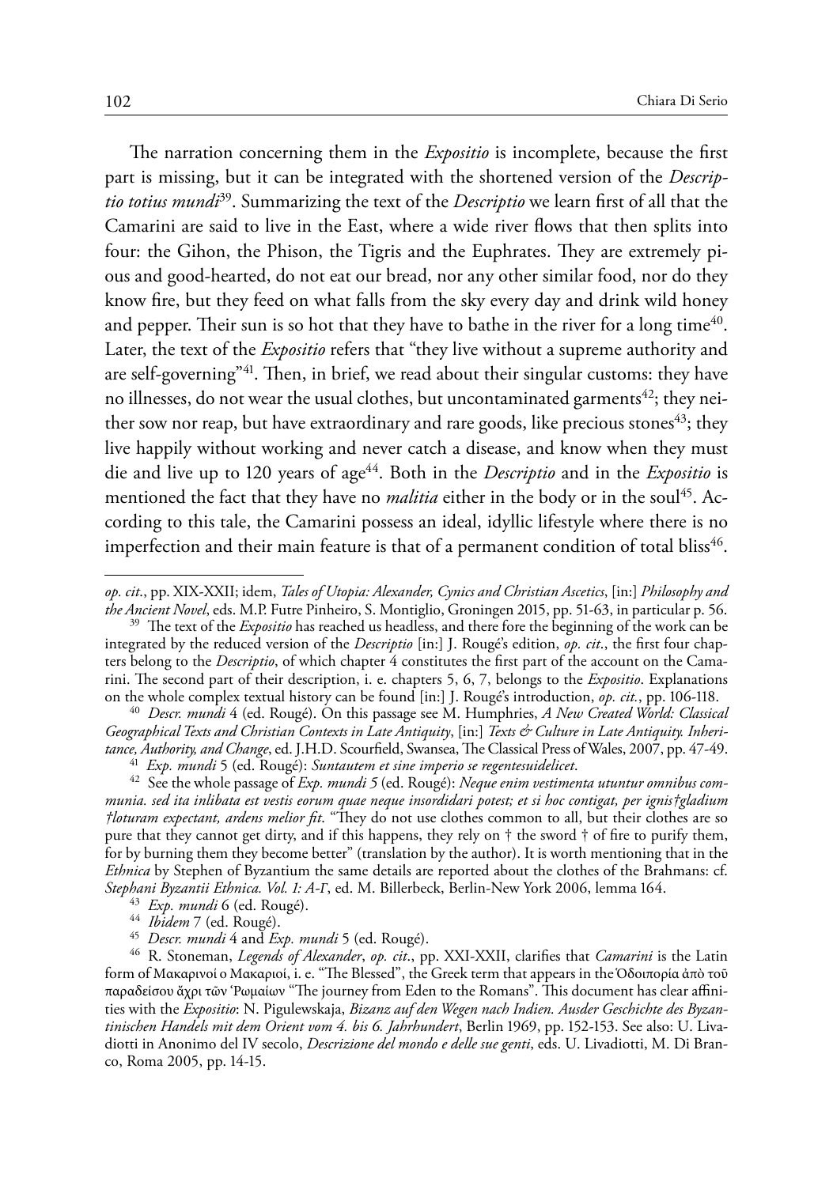The narration concerning them in the *Expositio* is incomplete, because the first part is missing, but it can be integrated with the shortened version of the *Descriptio totius mundi*[39]. Summarizing the text of the *Descriptio* we learn first of all that the Camarini are said to live in the East, where a wide river flows that then splits into four: the Gihon, the Phison, the Tigris and the Euphrates. They are extremely pious and good-hearted, do not eat our bread, nor any other similar food, nor do they know fire, but they feed on what falls from the sky every day and drink wild honey and pepper. Their sun is so hot that they have to bathe in the river for a long time[40]. Later, the text of the *Expositio* refers that "they live without a supreme authority and are self-governing"[41]. Then, in brief, we read about their singular customs: they have no illnesses, do not wear the usual clothes, but uncontaminated garments[42]; they neither sow nor reap, but have extraordinary and rare goods, like precious stones[43]; they live happily without working and never catch a disease, and know when they must die and live up to 120 years of age[44]. Both in the *Descriptio* and in the *Expositio* is mentioned the fact that they have no *malitia* either in the body or in the soul[45]. According to this tale, the Camarini possess an ideal, idyllic lifestyle where there is no imperfection and their main feature is that of a permanent condition of total bliss[46].

---

*op. cit.*, pp. XIX-XXII; idem, *Tales of Utopia: Alexander, Cynics and Christian Ascetics*, [in:] *Philosophy and the Ancient Novel*, eds. M.P. Futre Pinheiro, S. Montiglio, Groningen 2015, pp. 51-63, in particular p. 56.

[39] The text of the *Expositio* has reached us headless, and there fore the beginning of the work can be integrated by the reduced version of the *Descriptio* [in:] J. Rougé's edition, *op. cit.*, the first four chapters belong to the *Descriptio*, of which chapter 4 constitutes the first part of the account on the Camarini. The second part of their description, i. e. chapters 5, 6, 7, belongs to the *Expositio*. Explanations on the whole complex textual history can be found [in:] J. Rougé's introduction, *op. cit.*, pp. 106-118.

[40] *Descr. mundi* 4 (ed. Rougé). On this passage see M. Humphries, *A New Created World: Classical Geographical Texts and Christian Contexts in Late Antiquity*, [in:] *Texts & Culture in Late Antiquity. Inheritance, Authority, and Change*, ed. J.H.D. Scourfield, Swansea, The Classical Press of Wales, 2007, pp. 47-49.

[41] *Exp. mundi* 5 (ed. Rougé): *Suntautem et sine imperio se regentesuidelicet*.

[42] See the whole passage of *Exp. mundi 5* (ed. Rougé): *Neque enim vestimenta utuntur omnibus communia. sed ita inlibata est vestis eorum quae neque insordidari potest; et si hoc contigat, per ignis†gladium †loturam expectant, ardens melior fit*. "They do not use clothes common to all, but their clothes are so pure that they cannot get dirty, and if this happens, they rely on † the sword † of fire to purify them, for by burning them they become better" (translation by the author). It is worth mentioning that in the *Ethnica* by Stephen of Byzantium the same details are reported about the clothes of the Brahmans: cf. *Stephani Byzantii Ethnica. Vol. 1: A-Γ*, ed. M. Billerbeck, Berlin-New York 2006, lemma 164.

[43] *Exp. mundi* 6 (ed. Rougé).

[44] *Ibidem* 7 (ed. Rougé).

[45] *Descr. mundi* 4 and *Exp. mundi* 5 (ed. Rougé).

[46] R. Stoneman, *Legends of Alexander*, *op. cit.*, pp. XXI-XXII, clarifies that *Camarini* is the Latin form of Μακαρινοί o Μακαριοί, i. e. "The Blessed", the Greek term that appears in the Ὁδοιπορία ἀπὸ τοῦ παραδείσου ἄχρι τῶν Ῥωμαίων "The journey from Eden to the Romans". This document has clear affinities with the *Expositio*: N. Pigulewskaja, *Bizanz auf den Wegen nach Indien. Ausder Geschichte des Byzantinischen Handels mit dem Orient vom 4. bis 6. Jahrhundert*, Berlin 1969, pp. 152-153. See also: U. Livadiotti in Anonimo del IV secolo, *Descrizione del mondo e delle sue genti*, eds. U. Livadiotti, M. Di Branco, Roma 2005, pp. 14-15.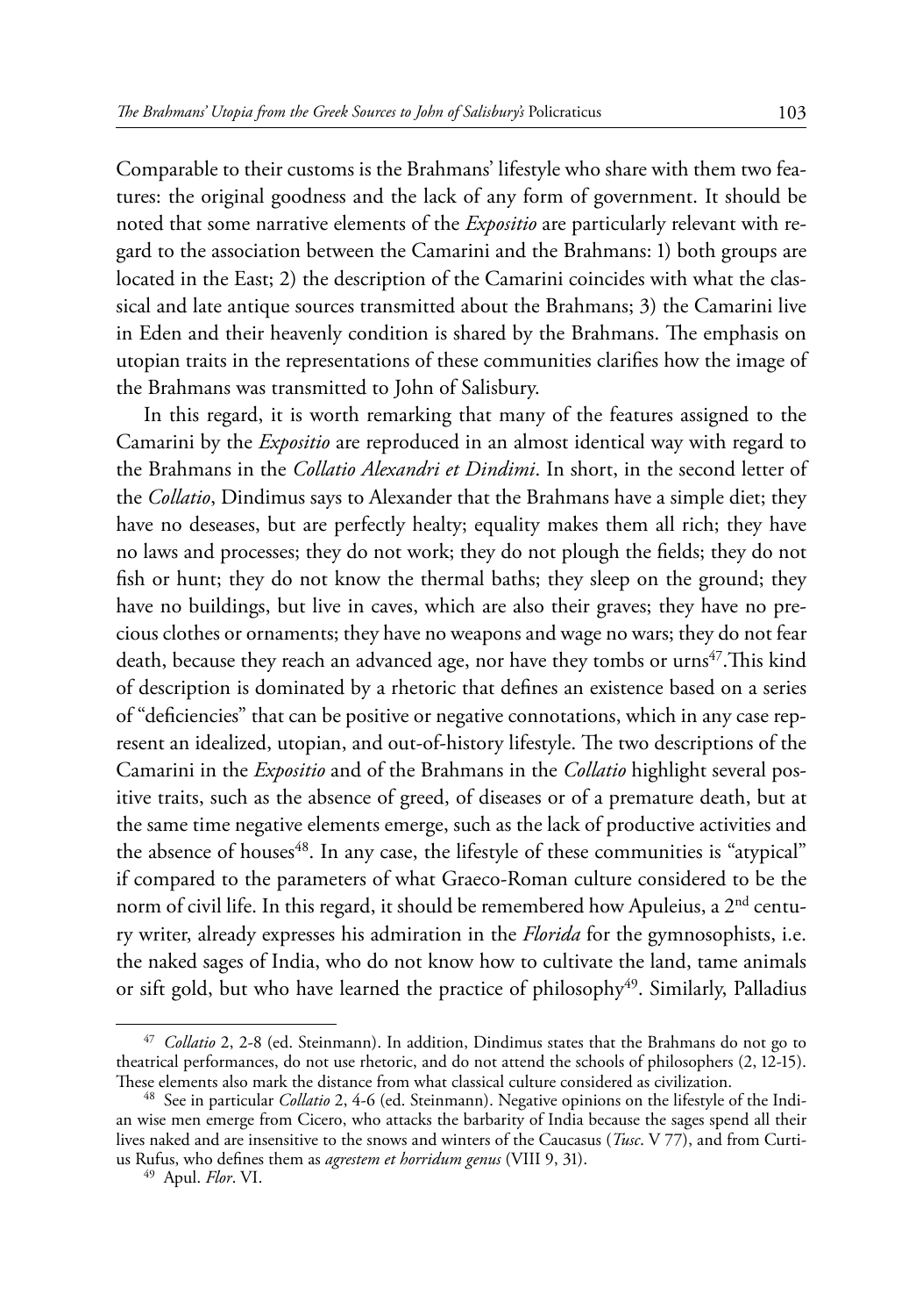Comparable to their customs is the Brahmans' lifestyle who share with them two features: the original goodness and the lack of any form of government. It should be noted that some narrative elements of the *Expositio* are particularly relevant with regard to the association between the Camarini and the Brahmans: 1) both groups are located in the East; 2) the description of the Camarini coincides with what the classical and late antique sources transmitted about the Brahmans; 3) the Camarini live in Eden and their heavenly condition is shared by the Brahmans. The emphasis on utopian traits in the representations of these communities clarifies how the image of the Brahmans was transmitted to John of Salisbury.

In this regard, it is worth remarking that many of the features assigned to the Camarini by the *Expositio* are reproduced in an almost identical way with regard to the Brahmans in the *Collatio Alexandri et Dindimi*. In short, in the second letter of the *Collatio*, Dindimus says to Alexander that the Brahmans have a simple diet; they have no deseases, but are perfectly healty; equality makes them all rich; they have no laws and processes; they do not work; they do not plough the fields; they do not fish or hunt; they do not know the thermal baths; they sleep on the ground; they have no buildings, but live in caves, which are also their graves; they have no precious clothes or ornaments; they have no weapons and wage no wars; they do not fear death, because they reach an advanced age, nor have they tombs or urns[47].This kind of description is dominated by a rhetoric that defines an existence based on a series of "deficiencies" that can be positive or negative connotations, which in any case represent an idealized, utopian, and out-of-history lifestyle. The two descriptions of the Camarini in the *Expositio* and of the Brahmans in the *Collatio* highlight several positive traits, such as the absence of greed, of diseases or of a premature death, but at the same time negative elements emerge, such as the lack of productive activities and the absence of houses[48]. In any case, the lifestyle of these communities is "atypical" if compared to the parameters of what Graeco-Roman culture considered to be the norm of civil life. In this regard, it should be remembered how Apuleius, a 2nd century writer, already expresses his admiration in the *Florida* for the gymnosophists, i.e. the naked sages of India, who do not know how to cultivate the land, tame animals or sift gold, but who have learned the practice of philosophy[49]. Similarly, Palladius

---

[47] *Collatio* 2, 2-8 (ed. Steinmann). In addition, Dindimus states that the Brahmans do not go to theatrical performances, do not use rhetoric, and do not attend the schools of philosophers (2, 12-15). These elements also mark the distance from what classical culture considered as civilization.

[48] See in particular *Collatio* 2, 4-6 (ed. Steinmann). Negative opinions on the lifestyle of the Indian wise men emerge from Cicero, who attacks the barbarity of India because the sages spend all their lives naked and are insensitive to the snows and winters of the Caucasus (*Tusc*. V 77), and from Curtius Rufus, who defines them as *agrestem et horridum genus* (VIII 9, 31).

[49] Apul. *Flor*. VI.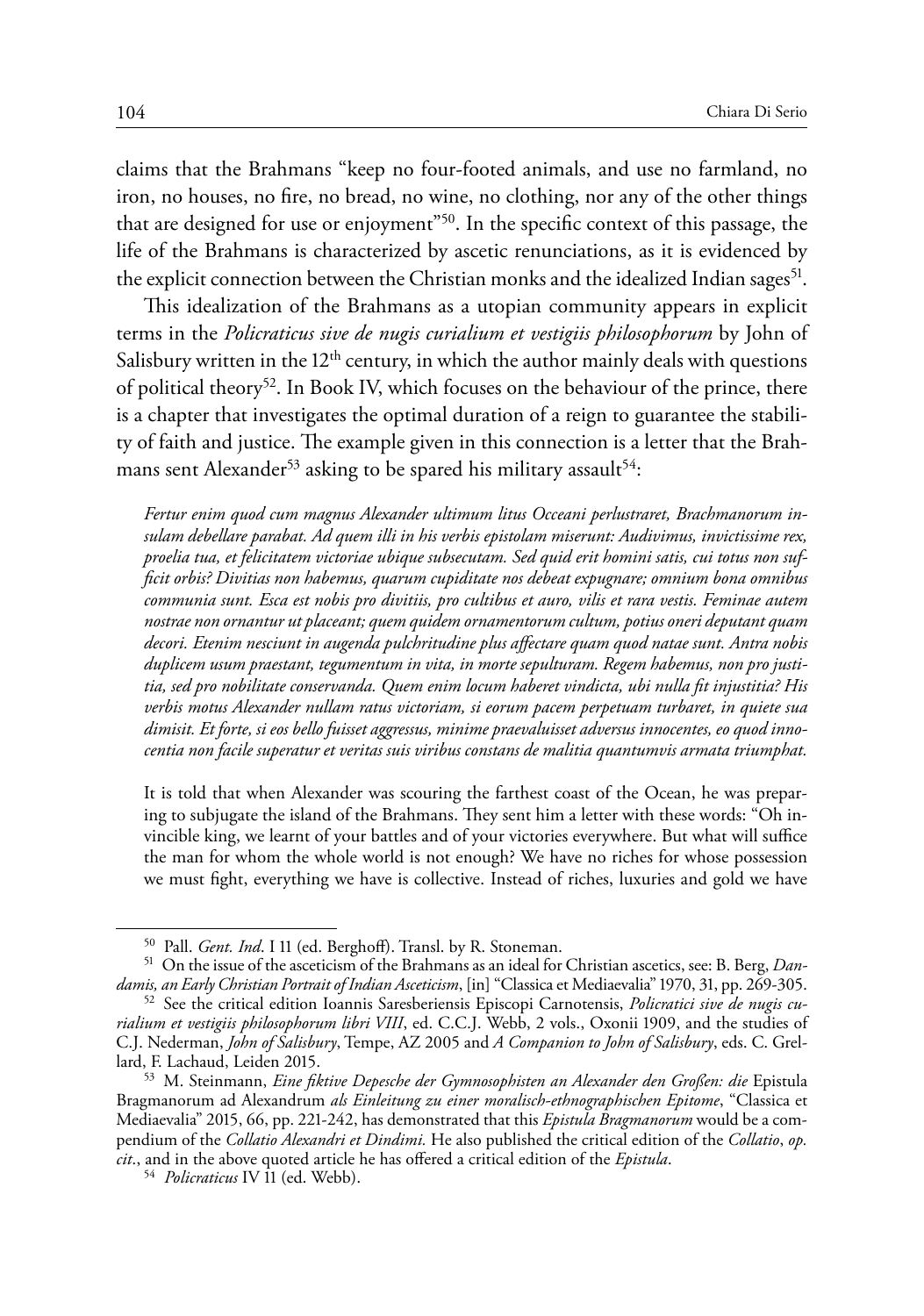claims that the Brahmans "keep no four-footed animals, and use no farmland, no iron, no houses, no fire, no bread, no wine, no clothing, nor any of the other things that are designed for use or enjoyment"[50]. In the specific context of this passage, the life of the Brahmans is characterized by ascetic renunciations, as it is evidenced by the explicit connection between the Christian monks and the idealized Indian sages[51].

This idealization of the Brahmans as a utopian community appears in explicit terms in the *Policraticus sive de nugis curialium et vestigiis philosophorum* by John of Salisbury written in the 12th century, in which the author mainly deals with questions of political theory[52]. In Book IV, which focuses on the behaviour of the prince, there is a chapter that investigates the optimal duration of a reign to guarantee the stability of faith and justice. The example given in this connection is a letter that the Brahmans sent Alexander[53] asking to be spared his military assault[54]:

*Fertur enim quod cum magnus Alexander ultimum litus Occeani perlustraret, Brachmanorum insulam debellare parabat. Ad quem illi in his verbis epistolam miserunt: Audivimus, invictissime rex, proelia tua, et felicitatem victoriae ubique subsecutam. Sed quid erit homini satis, cui totus non sufficit orbis? Divitias non habemus, quarum cupiditate nos debeat expugnare; omnium bona omnibus communia sunt. Esca est nobis pro divitiis, pro cultibus et auro, vilis et rara vestis. Feminae autem nostrae non ornantur ut placeant; quem quidem ornamentorum cultum, potius oneri deputant quam decori. Etenim nesciunt in augenda pulchritudine plus affectare quam quod natae sunt. Antra nobis duplicem usum praestant, tegumentum in vita, in morte sepulturam. Regem habemus, non pro justitia, sed pro nobilitate conservanda. Quem enim locum haberet vindicta, ubi nulla fit injustitia? His verbis motus Alexander nullam ratus victoriam, si eorum pacem perpetuam turbaret, in quiete sua dimisit. Et forte, si eos bello fuisset aggressus, minime praevaluisset adversus innocentes, eo quod innocentia non facile superatur et veritas suis viribus constans de malitia quantumvis armata triumphat.*

It is told that when Alexander was scouring the farthest coast of the Ocean, he was preparing to subjugate the island of the Brahmans. They sent him a letter with these words: "Oh invincible king, we learnt of your battles and of your victories everywhere. But what will suffice the man for whom the whole world is not enough? We have no riches for whose possession we must fight, everything we have is collective. Instead of riches, luxuries and gold we have

---

[50] Pall. *Gent. Ind*. I 11 (ed. Berghoff). Transl. by R. Stoneman.

[51] On the issue of the asceticism of the Brahmans as an ideal for Christian ascetics, see: B. Berg, *Dandamis, an Early Christian Portrait of Indian Asceticism*, [in] "Classica et Mediaevalia" 1970, 31, pp. 269-305.

[52] See the critical edition Ioannis Saresberiensis Episcopi Carnotensis, *Policratici sive de nugis curialium et vestigiis philosophorum libri VIII*, ed. C.C.J. Webb, 2 vols., Oxonii 1909, and the studies of C.J. Nederman, *John of Salisbury*, Tempe, AZ 2005 and *A Companion to John of Salisbury*, eds. C. Grellard, F. Lachaud, Leiden 2015.

[53] M. Steinmann, *Eine fiktive Depesche der Gymnosophisten an Alexander den Großen: die* Epistula Bragmanorum ad Alexandrum *als Einleitung zu einer moralisch-ethnographischen Epitome*, "Classica et Mediaevalia" 2015, 66, pp. 221-242, has demonstrated that this *Epistula Bragmanorum* would be a compendium of the *Collatio Alexandri et Dindimi.* He also published the critical edition of the *Collatio*, *op. cit*., and in the above quoted article he has offered a critical edition of the *Epistula*.

[54] *Policraticus* IV 11 (ed. Webb).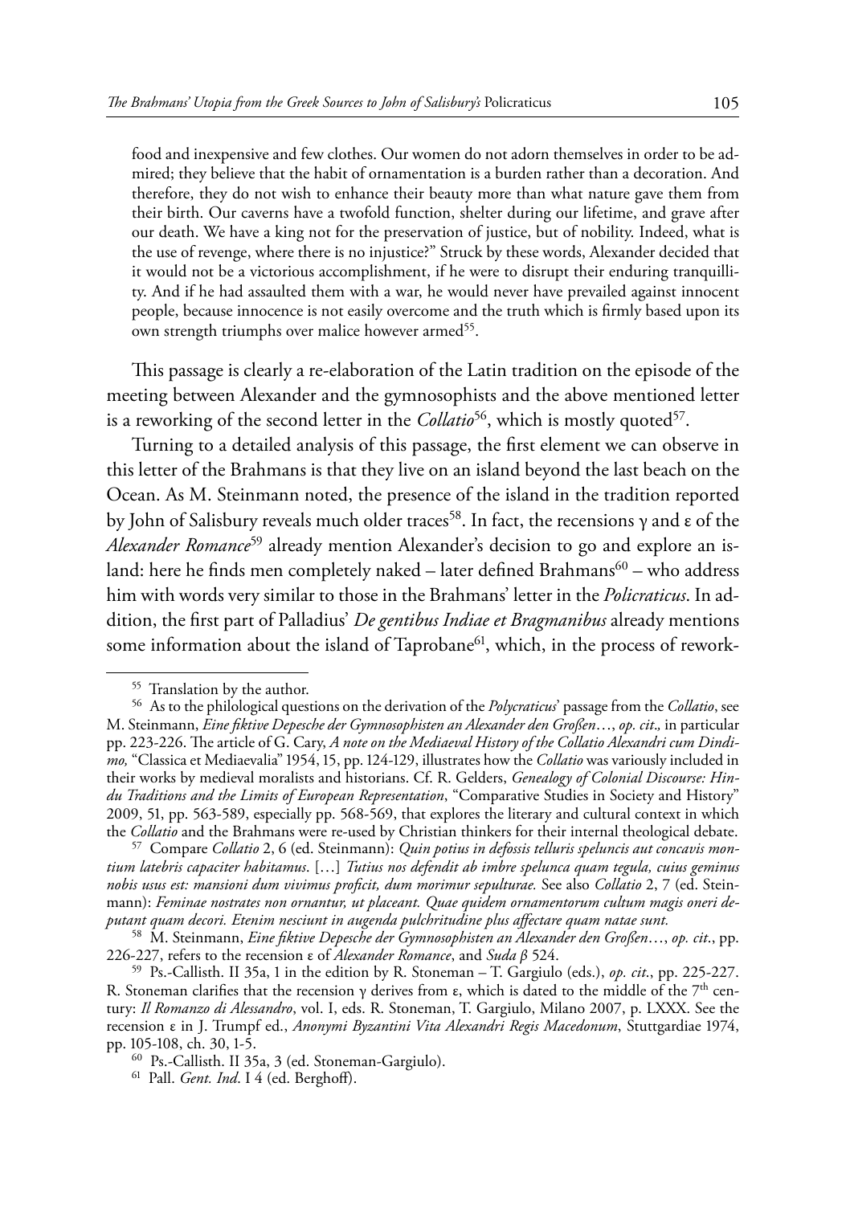food and inexpensive and few clothes. Our women do not adorn themselves in order to be admired; they believe that the habit of ornamentation is a burden rather than a decoration. And therefore, they do not wish to enhance their beauty more than what nature gave them from their birth. Our caverns have a twofold function, shelter during our lifetime, and grave after our death. We have a king not for the preservation of justice, but of nobility. Indeed, what is the use of revenge, where there is no injustice?" Struck by these words, Alexander decided that it would not be a victorious accomplishment, if he were to disrupt their enduring tranquillity. And if he had assaulted them with a war, he would never have prevailed against innocent people, because innocence is not easily overcome and the truth which is firmly based upon its own strength triumphs over malice however armed[55].

This passage is clearly a re-elaboration of the Latin tradition on the episode of the meeting between Alexander and the gymnosophists and the above mentioned letter is a reworking of the second letter in the *Collatio*[56], which is mostly quoted[57].

Turning to a detailed analysis of this passage, the first element we can observe in this letter of the Brahmans is that they live on an island beyond the last beach on the Ocean. As M. Steinmann noted, the presence of the island in the tradition reported by John of Salisbury reveals much older traces[58]. In fact, the recensions γ and ε of the *Alexander Romance*[59] already mention Alexander's decision to go and explore an island: here he finds men completely naked – later defined Brahmans[60] – who address him with words very similar to those in the Brahmans' letter in the *Policraticus*. In addition, the first part of Palladius' *De gentibus Indiae et Bragmanibus* already mentions some information about the island of Taprobane[61], which, in the process of rework-

---

[55] Translation by the author.

[56] As to the philological questions on the derivation of the *Polycraticus*' passage from the *Collatio*, see M. Steinmann, *Eine fiktive Depesche der Gymnosophisten an Alexander den Großen*…, *op. cit.,* in particular pp. 223-226. The article of G. Cary, *A note on the Mediaeval History of the Collatio Alexandri cum Dindimo,* "Classica et Mediaevalia" 1954, 15, pp. 124-129, illustrates how the *Collatio* was variously included in their works by medieval moralists and historians. Cf. R. Gelders, *Genealogy of Colonial Discourse: Hindu Traditions and the Limits of European Representation*, "Comparative Studies in Society and History" 2009, 51, pp. 563-589, especially pp. 568-569, that explores the literary and cultural context in which the *Collatio* and the Brahmans were re-used by Christian thinkers for their internal theological debate.

[57] Compare *Collatio* 2, 6 (ed. Steinmann): *Quin potius in defossis telluris speluncis aut concavis montium latebris capaciter habitamus*. […] *Tutius nos defendit ab imbre spelunca quam tegula, cuius geminus nobis usus est: mansioni dum vivimus proficit, dum morimur sepulturae.* See also *Collatio* 2, 7 (ed. Steinmann): *Feminae nostrates non ornantur, ut placeant. Quae quidem ornamentorum cultum magis oneri deputant quam decori. Etenim nesciunt in augenda pulchritudine plus affectare quam natae sunt.*

[58] M. Steinmann, *Eine fiktive Depesche der Gymnosophisten an Alexander den Großen*…, *op. cit*., pp. 226-227, refers to the recension ε of *Alexander Romance*, and *Suda β* 524.

[59] Ps.-Callisth. II 35a, 1 in the edition by R. Stoneman – T. Gargiulo (eds.), *op. cit*., pp. 225-227. R. Stoneman clarifies that the recension γ derives from ε, which is dated to the middle of the 7th century: *Il Romanzo di Alessandro*, vol. I, eds. R. Stoneman, T. Gargiulo, Milano 2007, p. LXXX. See the recension ε in J. Trumpf ed., *Anonymi Byzantini Vita Alexandri Regis Macedonum*, Stuttgardiae 1974, pp. 105-108, ch. 30, 1-5.

[60] Ps.-Callisth. II 35a, 3 (ed. Stoneman-Gargiulo).

[61] Pall. *Gent. Ind*. I 4 (ed. Berghoff).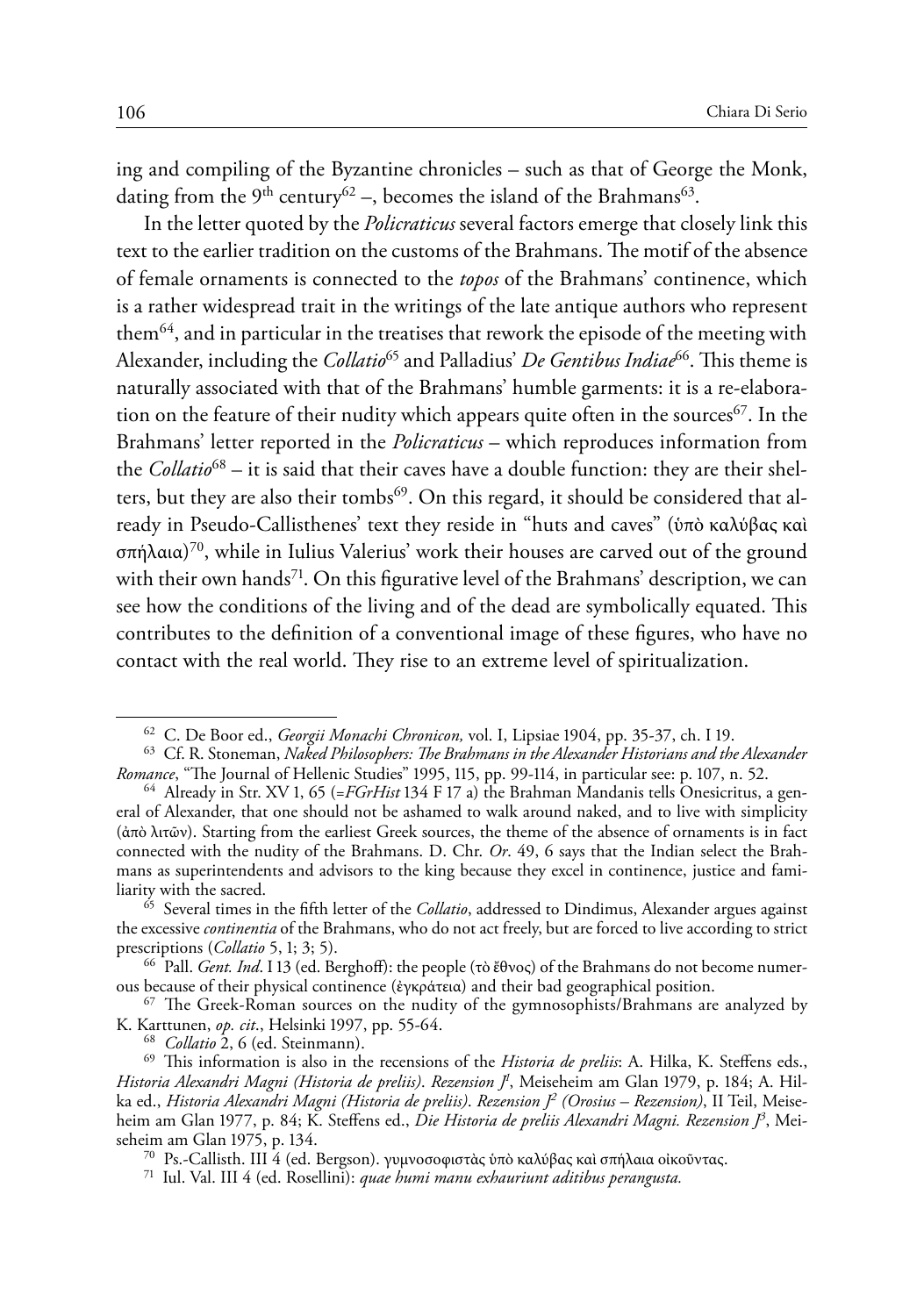ing and compiling of the Byzantine chronicles – such as that of George the Monk, dating from the 9th century[62] –, becomes the island of the Brahmans[63].

In the letter quoted by the *Policraticus* several factors emerge that closely link this text to the earlier tradition on the customs of the Brahmans. The motif of the absence of female ornaments is connected to the *topos* of the Brahmans' continence, which is a rather widespread trait in the writings of the late antique authors who represent them[64], and in particular in the treatises that rework the episode of the meeting with Alexander, including the *Collatio*[65] and Palladius' *De Gentibus Indiae*[66]. This theme is naturally associated with that of the Brahmans' humble garments: it is a re-elaboration on the feature of their nudity which appears quite often in the sources[67]. In the Brahmans' letter reported in the *Policraticus* – which reproduces information from the *Collatio*[68] – it is said that their caves have a double function: they are their shelters, but they are also their tombs[69]. On this regard, it should be considered that already in Pseudo-Callisthenes' text they reside in "huts and caves" (ὑπὸ καλύβας καὶ σπήλαια)[70], while in Iulius Valerius' work their houses are carved out of the ground with their own hands[71]. On this figurative level of the Brahmans' description, we can see how the conditions of the living and of the dead are symbolically equated. This contributes to the definition of a conventional image of these figures, who have no contact with the real world. They rise to an extreme level of spiritualization.

---

[62] C. De Boor ed., *Georgii Monachi Chronicon,* vol. I, Lipsiae 1904, pp. 35-37, ch. I 19.

[63] Cf. R. Stoneman, *Naked Philosophers: The Brahmans in the Alexander Historians and the Alexander Romance*, "The Journal of Hellenic Studies" 1995, 115, pp. 99-114, in particular see: p. 107, n. 52.

[64] Already in Str. XV 1, 65 (=*FGrHist* 134 F 17 a) the Brahman Mandanis tells Onesicritus, a general of Alexander, that one should not be ashamed to walk around naked, and to live with simplicity (ἀπὸ λιτῶν). Starting from the earliest Greek sources, the theme of the absence of ornaments is in fact connected with the nudity of the Brahmans. D. Chr. *Or*. 49, 6 says that the Indian select the Brahmans as superintendents and advisors to the king because they excel in continence, justice and familiarity with the sacred.

[65] Several times in the fifth letter of the *Collatio*, addressed to Dindimus, Alexander argues against the excessive *continentia* of the Brahmans, who do not act freely, but are forced to live according to strict prescriptions (*Collatio* 5, 1; 3; 5).

[66] Pall. *Gent. Ind*. I 13 (ed. Berghoff): the people (τὸ ἔθνος) of the Brahmans do not become numerous because of their physical continence (ἐγκράτεια) and their bad geographical position.

[67] The Greek-Roman sources on the nudity of the gymnosophists/Brahmans are analyzed by K. Karttunen, *op. cit*., Helsinki 1997, pp. 55-64.

[68] *Collatio* 2, 6 (ed. Steinmann).

[69] This information is also in the recensions of the *Historia de preliis*: A. Hilka, K. Steffens eds., *Historia Alexandri Magni (Historia de preliis). Rezension J¹*, Meiseheim am Glan 1979, p. 184; A. Hilka ed., *Historia Alexandri Magni (Historia de preliis). Rezension J² (Orosius – Rezension)*, II Teil, Meiseheim am Glan 1977, p. 84; K. Steffens ed., *Die Historia de preliis Alexandri Magni. Rezension J³*, Meiseheim am Glan 1975, p. 134.

[70] Ps.-Callisth. III 4 (ed. Bergson). γυμνοσοφιστὰς ὑπὸ καλύβας καὶ σπήλαια οἰκοῦντας.

[71] Iul. Val. III 4 (ed. Rosellini): *quae humi manu exhauriunt aditibus perangusta.*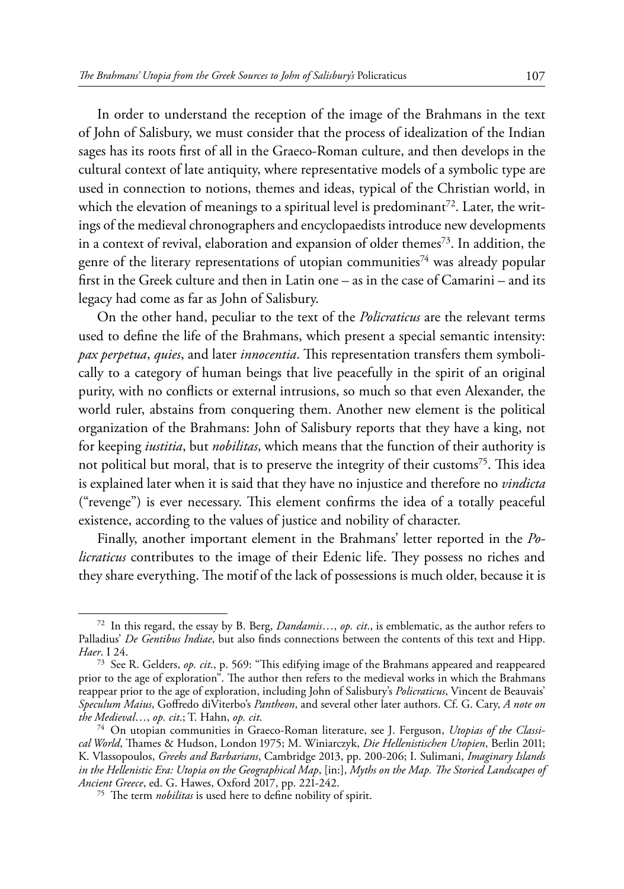In order to understand the reception of the image of the Brahmans in the text of John of Salisbury, we must consider that the process of idealization of the Indian sages has its roots first of all in the Graeco-Roman culture, and then develops in the cultural context of late antiquity, where representative models of a symbolic type are used in connection to notions, themes and ideas, typical of the Christian world, in which the elevation of meanings to a spiritual level is predominant[72]. Later, the writings of the medieval chronographers and encyclopaedists introduce new developments in a context of revival, elaboration and expansion of older themes[73]. In addition, the genre of the literary representations of utopian communities[74] was already popular first in the Greek culture and then in Latin one – as in the case of Camarini – and its legacy had come as far as John of Salisbury.

On the other hand, peculiar to the text of the *Policraticus* are the relevant terms used to define the life of the Brahmans, which present a special semantic intensity: *pax perpetua*, *quies*, and later *innocentia*. This representation transfers them symbolically to a category of human beings that live peacefully in the spirit of an original purity, with no conflicts or external intrusions, so much so that even Alexander, the world ruler, abstains from conquering them. Another new element is the political organization of the Brahmans: John of Salisbury reports that they have a king, not for keeping *iustitia*, but *nobilitas*, which means that the function of their authority is not political but moral, that is to preserve the integrity of their customs[75]. This idea is explained later when it is said that they have no injustice and therefore no *vindicta* ("revenge") is ever necessary. This element confirms the idea of a totally peaceful existence, according to the values of justice and nobility of character.

Finally, another important element in the Brahmans' letter reported in the *Policraticus* contributes to the image of their Edenic life. They possess no riches and they share everything. The motif of the lack of possessions is much older, because it is

---

[72] In this regard, the essay by B. Berg, *Dandamis*…, *op. cit*., is emblematic, as the author refers to Palladius' *De Gentibus Indiae*, but also finds connections between the contents of this text and Hipp. *Haer*. I 24.

[73] See R. Gelders, *op. cit*., p. 569: "This edifying image of the Brahmans appeared and reappeared prior to the age of exploration". The author then refers to the medieval works in which the Brahmans reappear prior to the age of exploration, including John of Salisbury's *Policraticus*, Vincent de Beauvais' *Speculum Maius*, Goffredo diViterbo's *Pantheon*, and several other later authors. Cf. G. Cary, *A note on the Medieval*…, *op. cit*.; T. Hahn, *op. cit*.

[74] On utopian communities in Graeco-Roman literature, see J. Ferguson, *Utopias of the Classical World*, Thames & Hudson, London 1975; M. Winiarczyk, *Die Hellenistischen Utopien*, Berlin 2011; K. Vlassopoulos, *Greeks and Barbarians*, Cambridge 2013, pp. 200-206; I. Sulimani, *Imaginary Islands in the Hellenistic Era: Utopia on the Geographical Map*, [in:], *Myths on the Map. The Storied Landscapes of Ancient Greece*, ed. G. Hawes, Oxford 2017, pp. 221-242.

[75] The term *nobilitas* is used here to define nobility of spirit.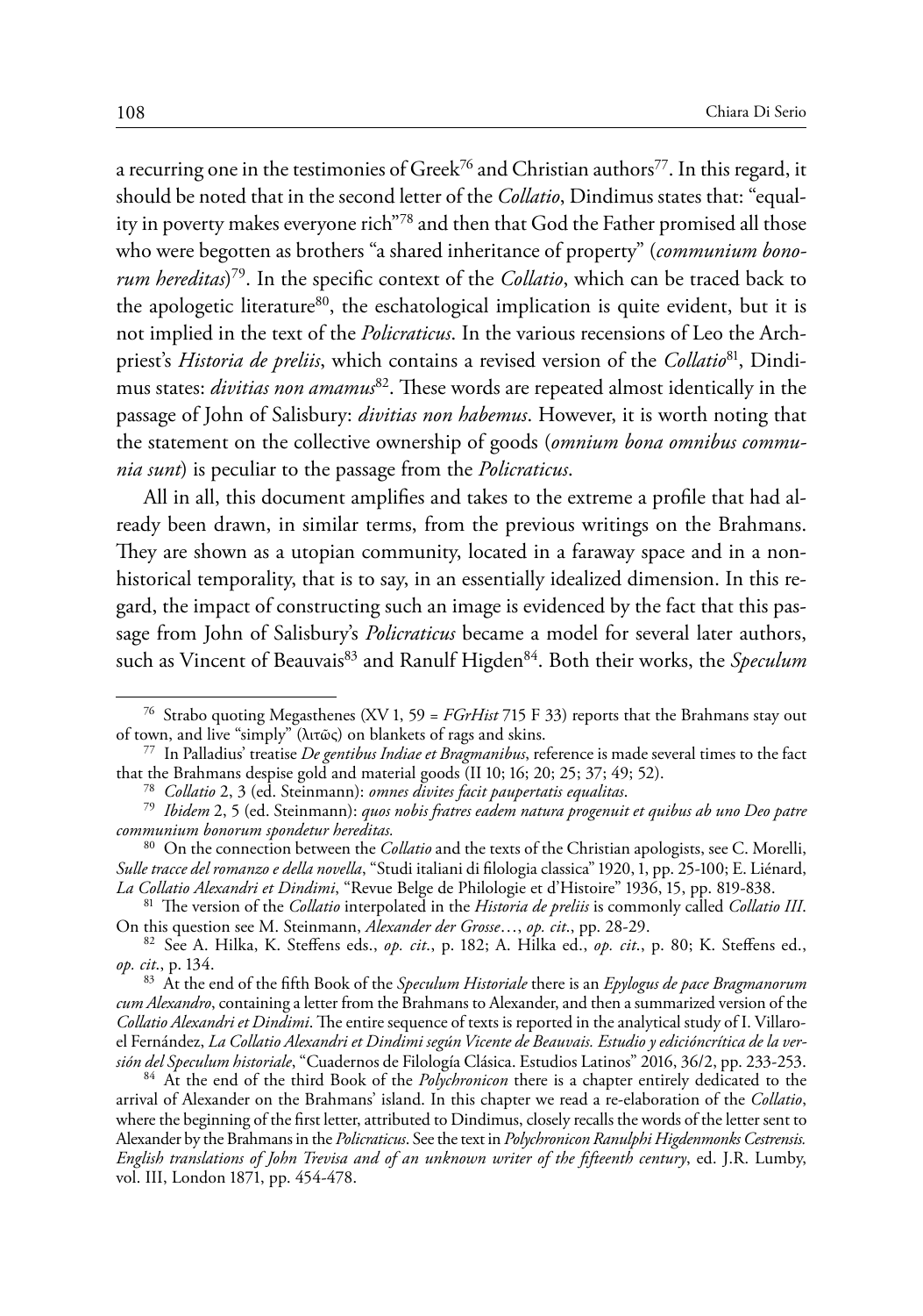a recurring one in the testimonies of Greek[76] and Christian authors[77]. In this regard, it should be noted that in the second letter of the *Collatio*, Dindimus states that: "equality in poverty makes everyone rich"[78] and then that God the Father promised all those who were begotten as brothers "a shared inheritance of property" (*communium bonorum hereditas*)[79]. In the specific context of the *Collatio*, which can be traced back to the apologetic literature[80], the eschatological implication is quite evident, but it is not implied in the text of the *Policraticus*. In the various recensions of Leo the Archpriest's *Historia de preliis*, which contains a revised version of the *Collatio*[81], Dindimus states: *divitias non amamus*[82]. These words are repeated almost identically in the passage of John of Salisbury: *divitias non habemus*. However, it is worth noting that the statement on the collective ownership of goods (*omnium bona omnibus communia sunt*) is peculiar to the passage from the *Policraticus*.

All in all, this document amplifies and takes to the extreme a profile that had already been drawn, in similar terms, from the previous writings on the Brahmans. They are shown as a utopian community, located in a faraway space and in a non-historical temporality, that is to say, in an essentially idealized dimension. In this regard, the impact of constructing such an image is evidenced by the fact that this passage from John of Salisbury's *Policraticus* became a model for several later authors, such as Vincent of Beauvais[83] and Ranulf Higden[84]. Both their works, the *Speculum*

---

[76] Strabo quoting Megasthenes (XV 1, 59 = *FGrHist* 715 F 33) reports that the Brahmans stay out of town, and live "simply" (λιτῶς) on blankets of rags and skins.

[77] In Palladius' treatise *De gentibus Indiae et Bragmanibus*, reference is made several times to the fact that the Brahmans despise gold and material goods (II 10; 16; 20; 25; 37; 49; 52).

[78] *Collatio* 2, 3 (ed. Steinmann): *omnes divites facit paupertatis equalitas*.

[79] *Ibidem* 2, 5 (ed. Steinmann): *quos nobis fratres eadem natura progenuit et quibus ab uno Deo patre communium bonorum spondetur hereditas*.

[80] On the connection between the *Collatio* and the texts of the Christian apologists, see C. Morelli, *Sulle tracce del romanzo e della novella*, "Studi italiani di filologia classica" 1920, 1, pp. 25-100; E. Liénard, *La Collatio Alexandri et Dindimi*, "Revue Belge de Philologie et d'Histoire" 1936, 15, pp. 819-838.

[81] The version of the *Collatio* interpolated in the *Historia de preliis* is commonly called *Collatio III*. On this question see M. Steinmann, *Alexander der Grosse*…, *op. cit.*, pp. 28-29.

[82] See A. Hilka, K. Steffens eds., *op. cit.*, p. 182; A. Hilka ed., *op. cit.*, p. 80; K. Steffens ed., *op. cit.*, p. 134.

[83] At the end of the fifth Book of the *Speculum Historiale* there is an *Epylogus de pace Bragmanorum cum Alexandro*, containing a letter from the Brahmans to Alexander, and then a summarized version of the *Collatio Alexandri et Dindimi*. The entire sequence of texts is reported in the analytical study of I. Villaroel Fernández, *La Collatio Alexandri et Dindimi según Vicente de Beauvais. Estudio y edicióncrítica de la versión del Speculum historiale*, "Cuadernos de Filología Clásica. Estudios Latinos" 2016, 36/2, pp. 233-253.

[84] At the end of the third Book of the *Polychronicon* there is a chapter entirely dedicated to the arrival of Alexander on the Brahmans' island. In this chapter we read a re-elaboration of the *Collatio*, where the beginning of the first letter, attributed to Dindimus, closely recalls the words of the letter sent to Alexander by the Brahmans in the *Policraticus*. See the text in *Polychronicon Ranulphi Higdenmonks Cestrensis. English translations of John Trevisa and of an unknown writer of the fifteenth century*, ed. J.R. Lumby, vol. III, London 1871, pp. 454-478.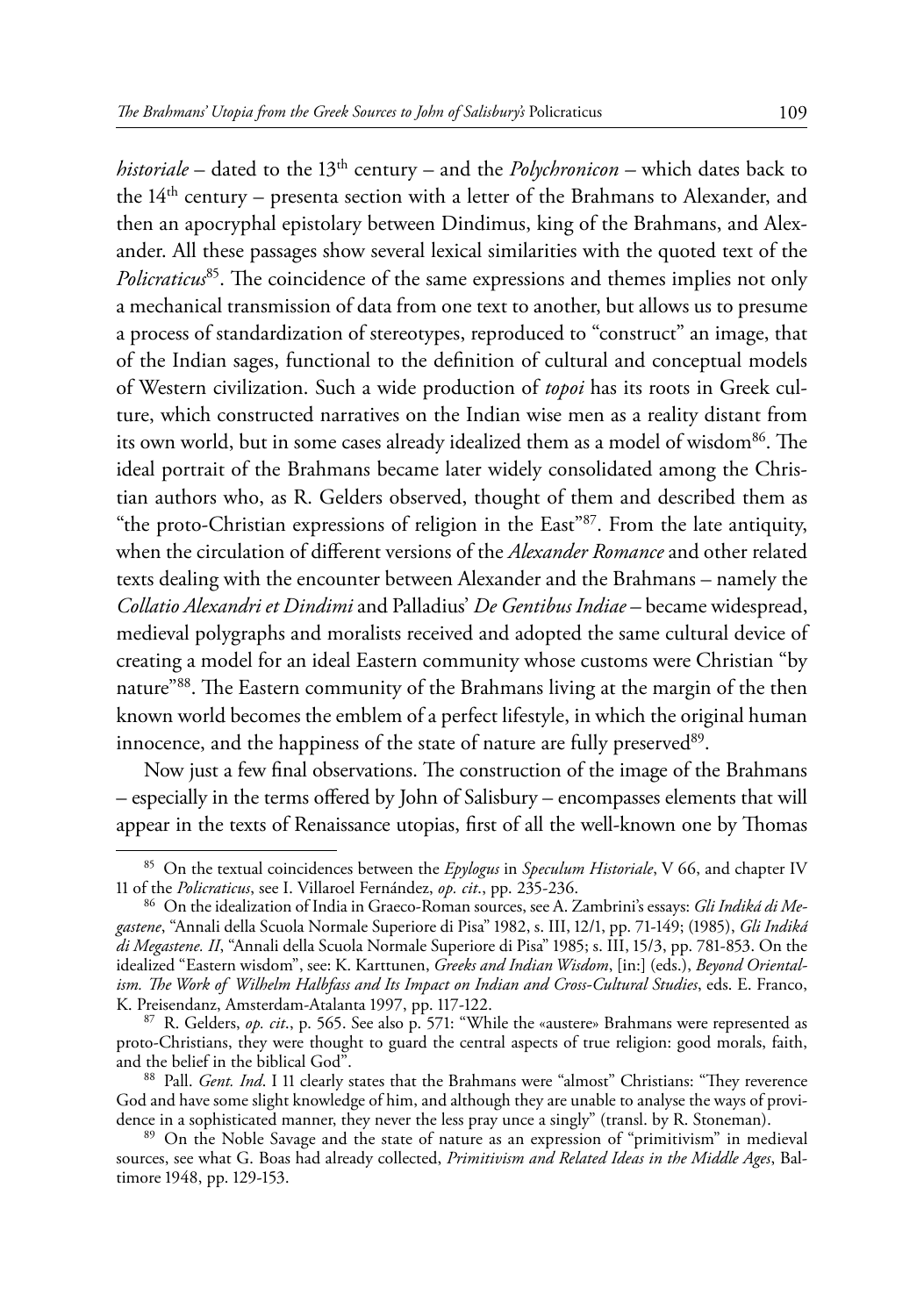*historiale* – dated to the 13th century – and the *Polychronicon* – which dates back to the 14th century – presenta section with a letter of the Brahmans to Alexander, and then an apocryphal epistolary between Dindimus, king of the Brahmans, and Alexander. All these passages show several lexical similarities with the quoted text of the *Policraticus*[85]. The coincidence of the same expressions and themes implies not only a mechanical transmission of data from one text to another, but allows us to presume a process of standardization of stereotypes, reproduced to "construct" an image, that of the Indian sages, functional to the definition of cultural and conceptual models of Western civilization. Such a wide production of *topoi* has its roots in Greek culture, which constructed narratives on the Indian wise men as a reality distant from its own world, but in some cases already idealized them as a model of wisdom[86]. The ideal portrait of the Brahmans became later widely consolidated among the Christian authors who, as R. Gelders observed, thought of them and described them as "the proto-Christian expressions of religion in the East"[87]. From the late antiquity, when the circulation of different versions of the *Alexander Romance* and other related texts dealing with the encounter between Alexander and the Brahmans – namely the *Collatio Alexandri et Dindimi* and Palladius' *De Gentibus Indiae* – became widespread, medieval polygraphs and moralists received and adopted the same cultural device of creating a model for an ideal Eastern community whose customs were Christian "by nature"[88]. The Eastern community of the Brahmans living at the margin of the then known world becomes the emblem of a perfect lifestyle, in which the original human innocence, and the happiness of the state of nature are fully preserved[89].

Now just a few final observations. The construction of the image of the Brahmans – especially in the terms offered by John of Salisbury – encompasses elements that will appear in the texts of Renaissance utopias, first of all the well-known one by Thomas

---

[85] On the textual coincidences between the *Epylogus* in *Speculum Historiale*, V 66, and chapter IV 11 of the *Policraticus*, see I. Villaroel Fernández, *op. cit*., pp. 235-236.

[86] On the idealization of India in Graeco-Roman sources, see A. Zambrini's essays: *Gli Indiká di Megastene*, "Annali della Scuola Normale Superiore di Pisa" 1982, s. III, 12/1, pp. 71-149; (1985), *Gli Indiká di Megastene. II*, "Annali della Scuola Normale Superiore di Pisa" 1985; s. III, 15/3, pp. 781-853. On the idealized "Eastern wisdom", see: K. Karttunen, *Greeks and Indian Wisdom*, [in:] (eds.), *Beyond Orientalism. The Work of Wilhelm Halbfass and Its Impact on Indian and Cross-Cultural Studies*, eds. E. Franco, K. Preisendanz, Amsterdam-Atalanta 1997, pp. 117-122.

[87] R. Gelders, *op. cit*., p. 565. See also p. 571: "While the «austere» Brahmans were represented as proto-Christians, they were thought to guard the central aspects of true religion: good morals, faith, and the belief in the biblical God".

[88] Pall. *Gent. Ind*. I 11 clearly states that the Brahmans were "almost" Christians: "They reverence God and have some slight knowledge of him, and although they are unable to analyse the ways of providence in a sophisticated manner, they never the less pray unce a singly" (transl. by R. Stoneman).

[89] On the Noble Savage and the state of nature as an expression of "primitivism" in medieval sources, see what G. Boas had already collected, *Primitivism and Related Ideas in the Middle Ages*, Baltimore 1948, pp. 129-153.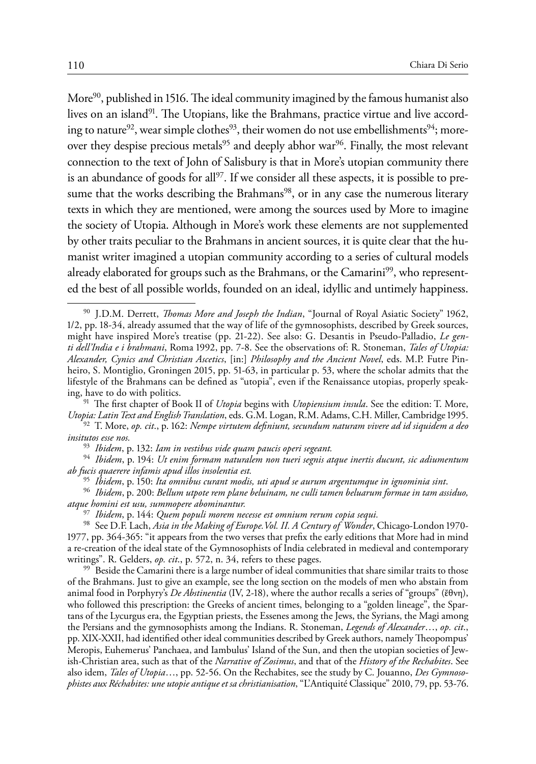More[90], published in 1516. The ideal community imagined by the famous humanist also lives on an island[91]. The Utopians, like the Brahmans, practice virtue and live according to nature[92], wear simple clothes[93], their women do not use embellishments[94]; moreover they despise precious metals[95] and deeply abhor war[96]. Finally, the most relevant connection to the text of John of Salisbury is that in More's utopian community there is an abundance of goods for all[97]. If we consider all these aspects, it is possible to presume that the works describing the Brahmans[98], or in any case the numerous literary texts in which they are mentioned, were among the sources used by More to imagine the society of Utopia. Although in More's work these elements are not supplemented by other traits peculiar to the Brahmans in ancient sources, it is quite clear that the humanist writer imagined a utopian community according to a series of cultural models already elaborated for groups such as the Brahmans, or the Camarini[99], who represented the best of all possible worlds, founded on an ideal, idyllic and untimely happiness.

---

[90] J.D.M. Derrett, *Thomas More and Joseph the Indian*, "Journal of Royal Asiatic Society" 1962, 1/2, pp. 18-34, already assumed that the way of life of the gymnosophists, described by Greek sources, might have inspired More's treatise (pp. 21-22). See also: G. Desantis in Pseudo-Palladio, *Le genti dell'India e i brahmani*, Roma 1992, pp. 7-8. See the observations of: R. Stoneman, *Tales of Utopia: Alexander, Cynics and Christian Ascetics*, [in:] *Philosophy and the Ancient Novel*, eds. M.P. Futre Pinheiro, S. Montiglio, Groningen 2015, pp. 51-63, in particular p. 53, where the scholar admits that the lifestyle of the Brahmans can be defined as "utopia", even if the Renaissance utopias, properly speaking, have to do with politics.

[91] The first chapter of Book II of *Utopia* begins with *Utopiensium insula*. See the edition: T. More, *Utopia: Latin Text and English Translation*, eds. G.M. Logan, R.M. Adams, C.H. Miller, Cambridge 1995.

[92] T. More, *op. cit.*, p. 162: *Nempe virtutem definiunt, secundum naturam vivere ad id siquidem a deo insitutos esse nos.*

[93] *Ibidem*, p. 132: *Iam in vestibus vide quam paucis operi segeant.*

[94] *Ibidem*, p. 194: *Ut enim formam naturalem non tueri segnis atque inertis ducunt, sic adiumentum ab fucis quaerere infamis apud illos insolentia est.*

[95] *Ibidem*, p. 150: *Ita omnibus curant modis, uti apud se aurum argentumque in ignominia sint.*

[96] *Ibidem*, p. 200: *Bellum utpote rem plane beluinam, ne culli tamen beluarum formae in tam assiduo, atque homini est usu, summopere abominantur.*

[97] *Ibidem*, p. 144: *Quem populi morem necesse est omnium rerum copia sequi.*

[98] See D.F. Lach, *Asia in the Making of Europe. Vol. II. A Century of Wonder*, Chicago-London 1970-1977, pp. 364-365: "it appears from the two verses that prefix the early editions that More had in mind a re-creation of the ideal state of the Gymnosophists of India celebrated in medieval and contemporary writings". R. Gelders, *op. cit.*, p. 572, n. 34, refers to these pages.

[99] Beside the Camarini there is a large number of ideal communities that share similar traits to those of the Brahmans. Just to give an example, see the long section on the models of men who abstain from animal food in Porphyry's *De Abstinentia* (IV, 2-18), where the author recalls a series of "groups" (ἔθνη), who followed this prescription: the Greeks of ancient times, belonging to a "golden lineage", the Spartans of the Lycurgus era, the Egyptian priests, the Essenes among the Jews, the Syrians, the Magi among the Persians and the gymnosophists among the Indians. R. Stoneman, *Legends of Alexander*…, *op. cit.*, pp. XIX-XXII, had identified other ideal communities described by Greek authors, namely Theopompus' Meropis, Euhemerus' Panchaea, and Iambulus' Island of the Sun, and then the utopian societies of Jewish-Christian area, such as that of the *Narrative of Zosimus*, and that of the *History of the Rechabites*. See also idem, *Tales of Utopia*…, pp. 52-56. On the Rechabites, see the study by C. Jouanno, *Des Gymnosophistes aux Réchabites: une utopie antique et sa christianisation*, "L'Antiquité Classique" 2010, 79, pp. 53-76.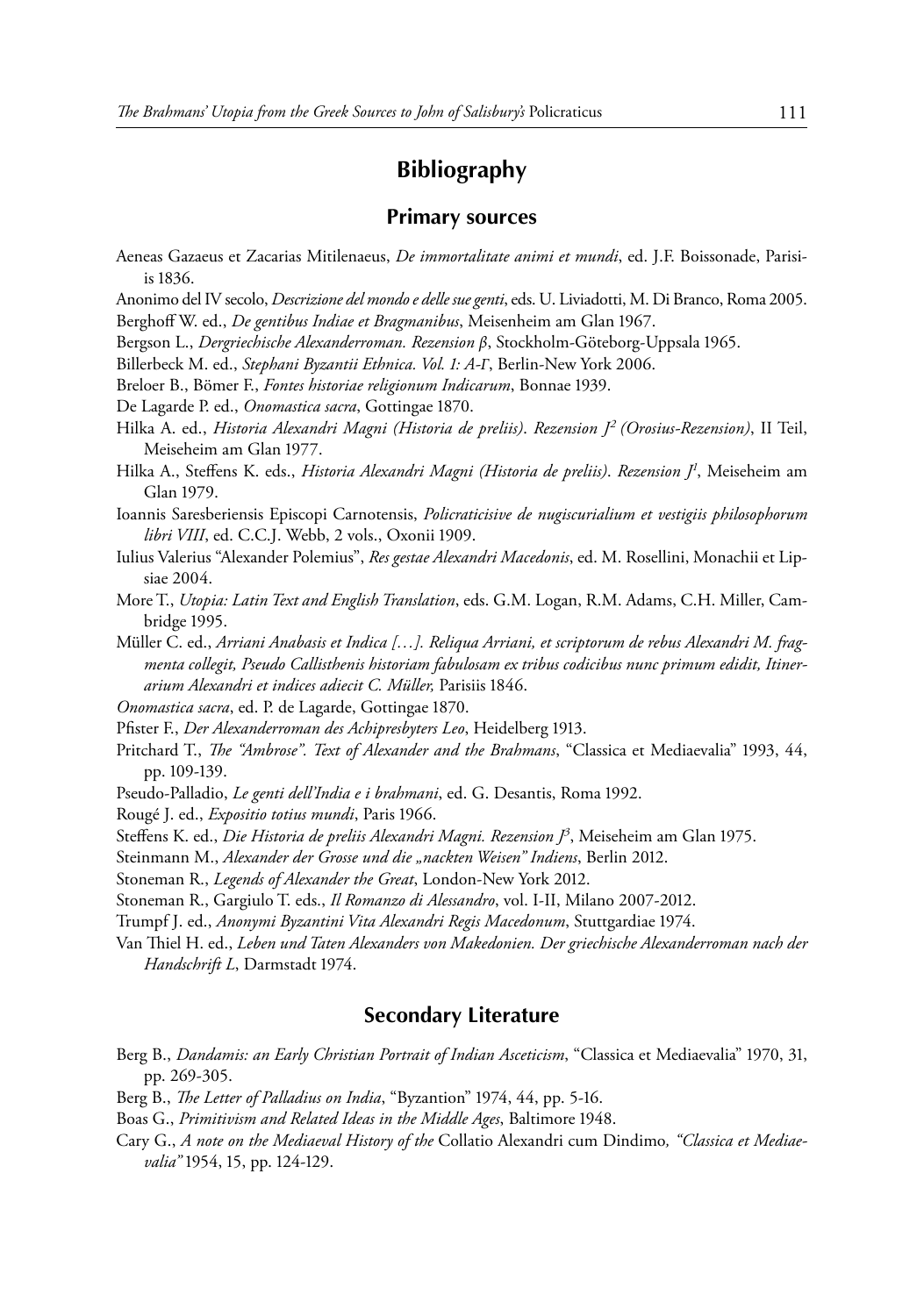# Bibliography

## Primary sources

Aeneas Gazaeus et Zacarias Mitilenaeus, *De immortalitate animi et mundi*, ed. J.F. Boissonade, Parisiis 1836.

Anonimo del IV secolo, *Descrizione del mondo e delle sue genti*, eds. U. Liviadotti, M. Di Branco, Roma 2005.

Berghoff W. ed., *De gentibus Indiae et Bragmanibus*, Meisenheim am Glan 1967.

Bergson L., *Dergriechische Alexanderroman. Rezension β*, Stockholm-Göteborg-Uppsala 1965.

Billerbeck M. ed., *Stephani Byzantii Ethnica. Vol. 1: A-Γ*, Berlin-New York 2006.

Breloer B., Bömer F., *Fontes historiae religionum Indicarum*, Bonnae 1939.

De Lagarde P. ed., *Onomastica sacra*, Gottingae 1870.

Hilka A. ed., *Historia Alexandri Magni (Historia de preliis). Rezension J² (Orosius-Rezension)*, II Teil, Meiseheim am Glan 1977.

Hilka A., Steffens K. eds., *Historia Alexandri Magni (Historia de preliis). Rezension J¹*, Meiseheim am Glan 1979.

Ioannis Saresberiensis Episcopi Carnotensis, *Policraticisive de nugiscurialium et vestigiis philosophorum libri VIII*, ed. C.C.J. Webb, 2 vols., Oxonii 1909.

Iulius Valerius "Alexander Polemius", *Res gestae Alexandri Macedonis*, ed. M. Rosellini, Monachii et Lipsiae 2004.

More T., *Utopia: Latin Text and English Translation*, eds. G.M. Logan, R.M. Adams, C.H. Miller, Cambridge 1995.

Müller C. ed., *Arriani Anabasis et Indica […]. Reliqua Arriani, et scriptorum de rebus Alexandri M. fragmenta collegit, Pseudo Callisthenis historiam fabulosam ex tribus codicibus nunc primum edidit, Itinerarium Alexandri et indices adiecit C. Müller,* Parisiis 1846.

*Onomastica sacra*, ed. P. de Lagarde, Gottingae 1870.

Pfister F., *Der Alexanderroman des Achipresbyters Leo*, Heidelberg 1913.

Pritchard T., *The "Ambrose". Text of Alexander and the Brahmans*, "Classica et Mediaevalia" 1993, 44, pp. 109-139.

Pseudo-Palladio, *Le genti dell'India e i brahmani*, ed. G. Desantis, Roma 1992.

Rougé J. ed., *Expositio totius mundi*, Paris 1966.

Steffens K. ed., *Die Historia de preliis Alexandri Magni. Rezension J³*, Meiseheim am Glan 1975.

Steinmann M., *Alexander der Grosse und die „nackten Weisen" Indiens*, Berlin 2012.

Stoneman R., *Legends of Alexander the Great*, London-New York 2012.

Stoneman R., Gargiulo T. eds., *Il Romanzo di Alessandro*, vol. I-II, Milano 2007-2012.

Trumpf J. ed., *Anonymi Byzantini Vita Alexandri Regis Macedonum*, Stuttgardiae 1974.

Van Thiel H. ed., *Leben und Taten Alexanders von Makedonien. Der griechische Alexanderroman nach der Handschrift L*, Darmstadt 1974.

## Secondary Literature

Berg B., *Dandamis: an Early Christian Portrait of Indian Asceticism*, "Classica et Mediaevalia" 1970, 31, pp. 269-305.

Berg B., *The Letter of Palladius on India*, "Byzantion" 1974, 44, pp. 5-16.

Boas G., *Primitivism and Related Ideas in the Middle Ages*, Baltimore 1948.

Cary G., *A note on the Mediaeval History of the* Collatio Alexandri cum Dindimo*, "Classica et Mediaevalia"* 1954, 15, pp. 124-129.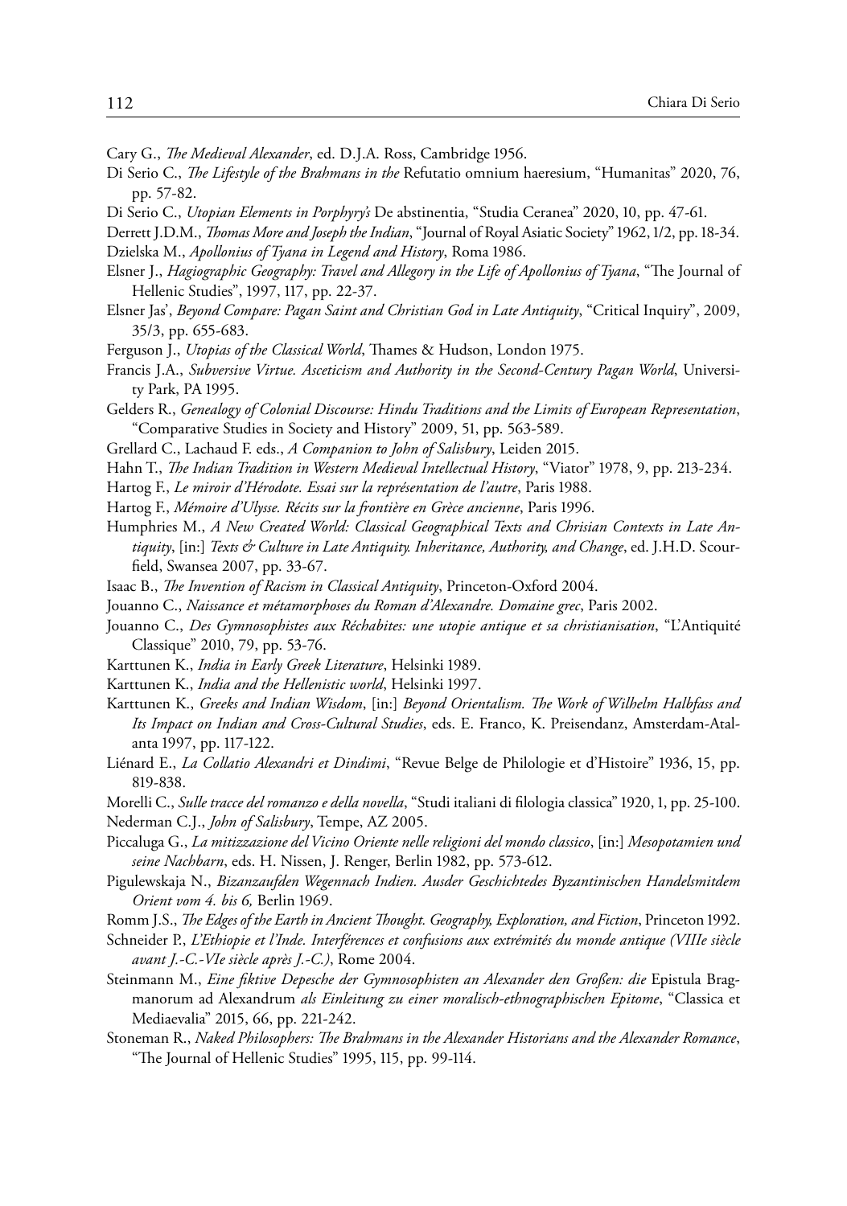Cary G., *The Medieval Alexander*, ed. D.J.A. Ross, Cambridge 1956.

Di Serio C., *The Lifestyle of the Brahmans in the* Refutatio omnium haeresium, "Humanitas" 2020, 76, pp. 57-82.

Di Serio C., *Utopian Elements in Porphyry's* De abstinentia, "Studia Ceranea" 2020, 10, pp. 47-61.

Derrett J.D.M., *Thomas More and Joseph the Indian*, "Journal of Royal Asiatic Society" 1962, 1/2, pp. 18-34.

Dzielska M., *Apollonius of Tyana in Legend and History*, Roma 1986.

Elsner J., *Hagiographic Geography: Travel and Allegory in the Life of Apollonius of Tyana*, "The Journal of Hellenic Studies", 1997, 117, pp. 22-37.

Elsner Jas', *Beyond Compare: Pagan Saint and Christian God in Late Antiquity*, "Critical Inquiry", 2009, 35/3, pp. 655-683.

Ferguson J., *Utopias of the Classical World*, Thames & Hudson, London 1975.

Francis J.A., *Subversive Virtue. Asceticism and Authority in the Second-Century Pagan World*, University Park, PA 1995.

Gelders R., *Genealogy of Colonial Discourse: Hindu Traditions and the Limits of European Representation*, "Comparative Studies in Society and History" 2009, 51, pp. 563-589.

Grellard C., Lachaud F. eds., *A Companion to John of Salisbury*, Leiden 2015.

Hahn T., *The Indian Tradition in Western Medieval Intellectual History*, "Viator" 1978, 9, pp. 213-234.

Hartog F., *Le miroir d'Hérodote. Essai sur la représentation de l'autre*, Paris 1988.

Hartog F., *Mémoire d'Ulysse. Récits sur la frontière en Grèce ancienne*, Paris 1996.

Humphries M., *A New Created World: Classical Geographical Texts and Chrisian Contexts in Late Antiquity*, [in:] *Texts & Culture in Late Antiquity. Inheritance, Authority, and Change*, ed. J.H.D. Scourfield, Swansea 2007, pp. 33-67.

Isaac B., *The Invention of Racism in Classical Antiquity*, Princeton-Oxford 2004.

Jouanno C., *Naissance et métamorphoses du Roman d'Alexandre. Domaine grec*, Paris 2002.

Jouanno C., *Des Gymnosophistes aux Réchabites: une utopie antique et sa christianisation*, "L'Antiquité Classique" 2010, 79, pp. 53-76.

Karttunen K., *India in Early Greek Literature*, Helsinki 1989.

Karttunen K., *India and the Hellenistic world*, Helsinki 1997.

Karttunen K., *Greeks and Indian Wisdom*, [in:] *Beyond Orientalism. The Work of Wilhelm Halbfass and Its Impact on Indian and Cross-Cultural Studies*, eds. E. Franco, K. Preisendanz, Amsterdam-Atalanta 1997, pp. 117-122.

Liénard E., *La Collatio Alexandri et Dindimi*, "Revue Belge de Philologie et d'Histoire" 1936, 15, pp. 819-838.

Morelli C., *Sulle tracce del romanzo e della novella*, "Studi italiani di filologia classica" 1920, 1, pp. 25-100.

Nederman C.J., *John of Salisbury*, Tempe, AZ 2005.

Piccaluga G., *La mitizzazione del Vicino Oriente nelle religioni del mondo classico*, [in:] *Mesopotamien und seine Nachbarn*, eds. H. Nissen, J. Renger, Berlin 1982, pp. 573-612.

Pigulewskaja N., *Bizanzaufden Wegennach Indien. Ausder Geschichtedes Byzantinischen Handelsmitdem Orient vom 4. bis 6,* Berlin 1969.

Romm J.S., *The Edges of the Earth in Ancient Thought. Geography, Exploration, and Fiction*, Princeton 1992.

Schneider P., *L'Ethiopie et l'Inde. Interférences et confusions aux extrémités du monde antique (VIIIe siècle avant J.-C.-VIe siècle après J.-C.)*, Rome 2004.

Steinmann M., *Eine fiktive Depesche der Gymnosophisten an Alexander den Großen: die* Epistula Bragmanorum ad Alexandrum *als Einleitung zu einer moralisch-ethnographischen Epitome*, "Classica et Mediaevalia" 2015, 66, pp. 221-242.

Stoneman R., *Naked Philosophers: The Brahmans in the Alexander Historians and the Alexander Romance*, "The Journal of Hellenic Studies" 1995, 115, pp. 99-114.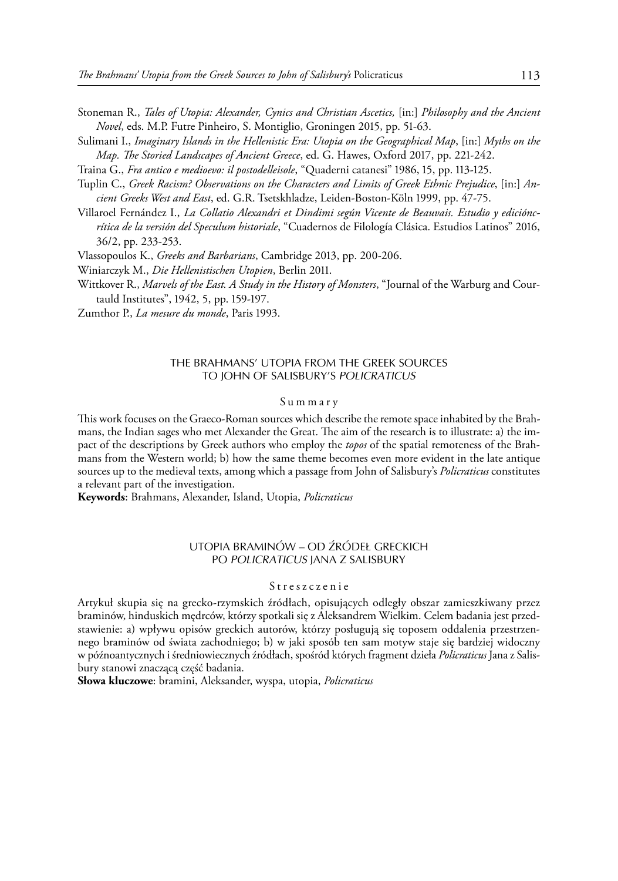Stoneman R., *Tales of Utopia: Alexander, Cynics and Christian Ascetics,* [in:] *Philosophy and the Ancient Novel*, eds. M.P. Futre Pinheiro, S. Montiglio, Groningen 2015, pp. 51-63.

Sulimani I., *Imaginary Islands in the Hellenistic Era: Utopia on the Geographical Map*, [in:] *Myths on the Map. The Storied Landscapes of Ancient Greece*, ed. G. Hawes, Oxford 2017, pp. 221-242.

Traina G., *Fra antico e medioevo: il postodelleisole*, "Quaderni catanesi" 1986, 15, pp. 113-125.

Tuplin C., *Greek Racism? Observations on the Characters and Limits of Greek Ethnic Prejudice*, [in:] *Ancient Greeks West and East*, ed. G.R. Tsetskhladze, Leiden-Boston-Köln 1999, pp. 47-75.

Villaroel Fernández I., *La Collatio Alexandri et Dindimi según Vicente de Beauvais. Estudio y ediciónc­rítica de la versión del Speculum historiale*, "Cuadernos de Filología Clásica. Estudios Latinos" 2016, 36/2, pp. 233-253.

Vlassopoulos K., *Greeks and Barbarians*, Cambridge 2013, pp. 200-206.

Winiarczyk M., *Die Hellenistischen Utopien*, Berlin 2011.

Wittkover R., *Marvels of the East. A Study in the History of Monsters*, "Journal of the Warburg and Courtauld Institutes", 1942, 5, pp. 159-197.

Zumthor P., *La mesure du monde*, Paris 1993.

## THE BRAHMANS' UTOPIA FROM THE GREEK SOURCES TO JOHN OF SALISBURY'S *POLICRATICUS*

### Summary

This work focuses on the Graeco-Roman sources which describe the remote space inhabited by the Brahmans, the Indian sages who met Alexander the Great. The aim of the research is to illustrate: a) the impact of the descriptions by Greek authors who employ the *topos* of the spatial remoteness of the Brahmans from the Western world; b) how the same theme becomes even more evident in the late antique sources up to the medieval texts, among which a passage from John of Salisbury's *Policraticus* constitutes a relevant part of the investigation.

**Keywords**: Brahmans, Alexander, Island, Utopia, *Policraticus*

## UTOPIA BRAMINÓW – OD ŹRÓDEŁ GRECKICH PO *POLICRATICUS* JANA Z SALISBURY

### Streszczenie

Artykuł skupia się na grecko-rzymskich źródłach, opisujących odległy obszar zamieszkiwany przez braminów, hinduskich mędrców, którzy spotkali się z Aleksandrem Wielkim. Celem badania jest przedstawienie: a) wpływu opisów greckich autorów, którzy posługują się toposem oddalenia przestrzennego braminów od świata zachodniego; b) w jaki sposób ten sam motyw staje się bardziej widoczny w późnoantycznych i średniowiecznych źródłach, spośród których fragment dzieła *Policraticus* Jana z Salisbury stanowi znaczącą część badania.

**Słowa kluczowe**: bramini, Aleksander, wyspa, utopia, *Policraticus*